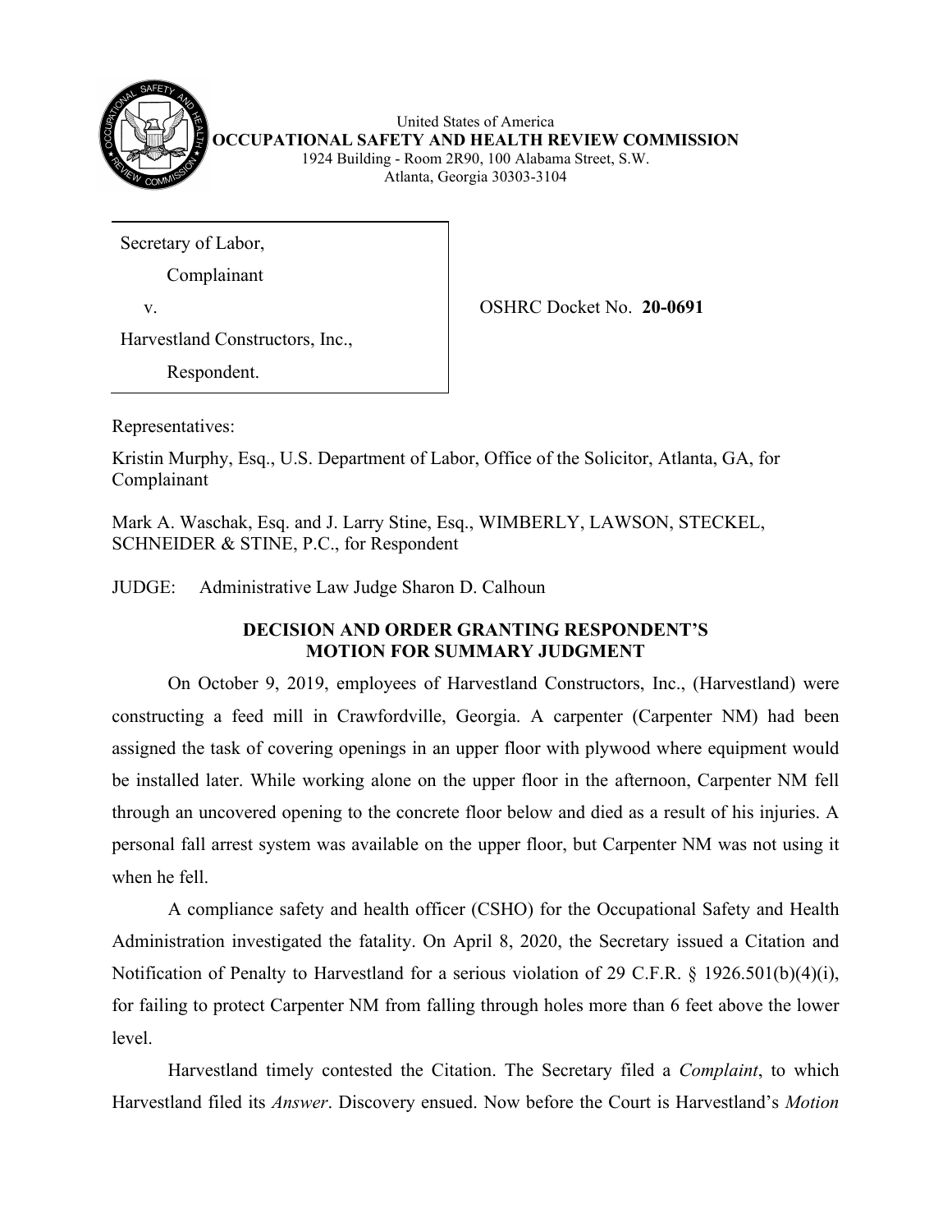United States of America
**OCCUPATIONAL SAFETY AND HEALTH REVIEW COMMISSION**
1924 Building - Room 2R90, 100 Alabama Street, S.W.
Atlanta, Georgia 30303-3104

| | |
|---|---|
| Secretary of Labor,<br>Complainant<br>v.<br>Harvestland Constructors, Inc.,<br>Respondent. | OSHRC Docket No. **20-0691** |

Representatives:

Kristin Murphy, Esq., U.S. Department of Labor, Office of the Solicitor, Atlanta, GA, for Complainant

Mark A. Waschak, Esq. and J. Larry Stine, Esq., WIMBERLY, LAWSON, STECKEL, SCHNEIDER & STINE, P.C., for Respondent

JUDGE: Administrative Law Judge Sharon D. Calhoun

## DECISION AND ORDER GRANTING RESPONDENT'S MOTION FOR SUMMARY JUDGMENT

On October 9, 2019, employees of Harvestland Constructors, Inc., (Harvestland) were constructing a feed mill in Crawfordville, Georgia. A carpenter (Carpenter NM) had been assigned the task of covering openings in an upper floor with plywood where equipment would be installed later. While working alone on the upper floor in the afternoon, Carpenter NM fell through an uncovered opening to the concrete floor below and died as a result of his injuries. A personal fall arrest system was available on the upper floor, but Carpenter NM was not using it when he fell.

A compliance safety and health officer (CSHO) for the Occupational Safety and Health Administration investigated the fatality. On April 8, 2020, the Secretary issued a Citation and Notification of Penalty to Harvestland for a serious violation of 29 C.F.R. § 1926.501(b)(4)(i), for failing to protect Carpenter NM from falling through holes more than 6 feet above the lower level.

Harvestland timely contested the Citation. The Secretary filed a *Complaint*, to which Harvestland filed its *Answer*. Discovery ensued. Now before the Court is Harvestland's *Motion*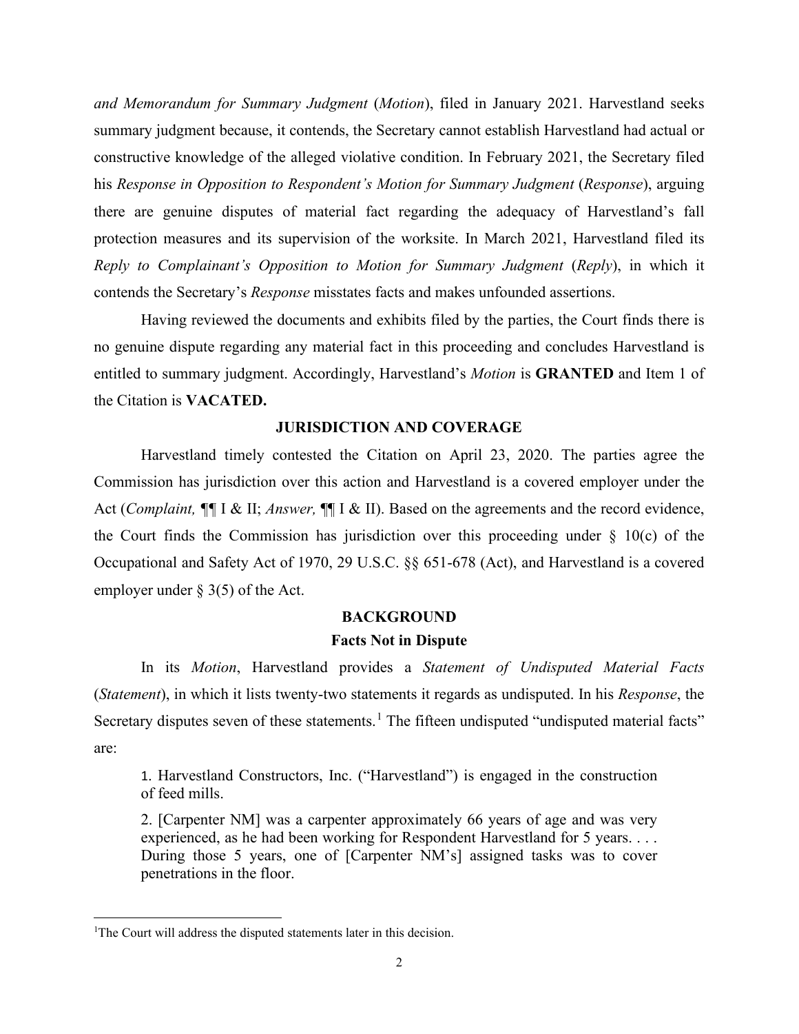*and Memorandum for Summary Judgment* (*Motion*), filed in January 2021. Harvestland seeks summary judgment because, it contends, the Secretary cannot establish Harvestland had actual or constructive knowledge of the alleged violative condition. In February 2021, the Secretary filed his *Response in Opposition to Respondent's Motion for Summary Judgment* (*Response*), arguing there are genuine disputes of material fact regarding the adequacy of Harvestland's fall protection measures and its supervision of the worksite. In March 2021, Harvestland filed its *Reply to Complainant's Opposition to Motion for Summary Judgment* (*Reply*), in which it contends the Secretary's *Response* misstates facts and makes unfounded assertions.

Having reviewed the documents and exhibits filed by the parties, the Court finds there is no genuine dispute regarding any material fact in this proceeding and concludes Harvestland is entitled to summary judgment. Accordingly, Harvestland's *Motion* is **GRANTED** and Item 1 of the Citation is **VACATED.**

## JURISDICTION AND COVERAGE

Harvestland timely contested the Citation on April 23, 2020. The parties agree the Commission has jurisdiction over this action and Harvestland is a covered employer under the Act (*Complaint,* ¶¶ I & II; *Answer,* ¶¶ I & II). Based on the agreements and the record evidence, the Court finds the Commission has jurisdiction over this proceeding under § 10(c) of the Occupational and Safety Act of 1970, 29 U.S.C. §§ 651-678 (Act), and Harvestland is a covered employer under § 3(5) of the Act.

## BACKGROUND

### Facts Not in Dispute

In its *Motion*, Harvestland provides a *Statement of Undisputed Material Facts* (*Statement*), in which it lists twenty-two statements it regards as undisputed. In his *Response*, the Secretary disputes seven of these statements.[1] The fifteen undisputed "undisputed material facts" are:

> 1. Harvestland Constructors, Inc. ("Harvestland") is engaged in the construction of feed mills.
>
> 2. [Carpenter NM] was a carpenter approximately 66 years of age and was very experienced, as he had been working for Respondent Harvestland for 5 years. . . . During those 5 years, one of [Carpenter NM's] assigned tasks was to cover penetrations in the floor.

[1]The Court will address the disputed statements later in this decision.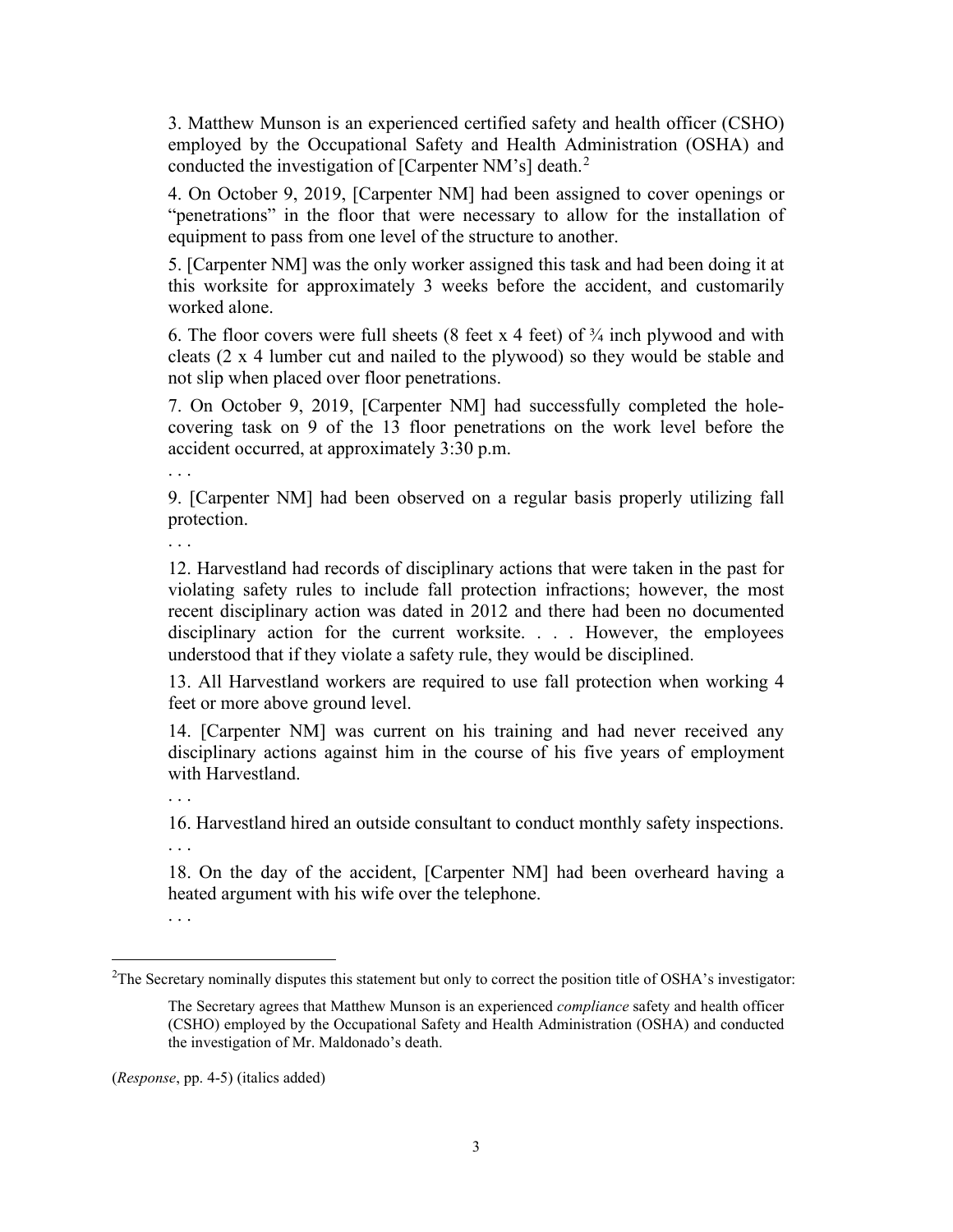3. Matthew Munson is an experienced certified safety and health officer (CSHO) employed by the Occupational Safety and Health Administration (OSHA) and conducted the investigation of [Carpenter NM's] death.[2]

4. On October 9, 2019, [Carpenter NM] had been assigned to cover openings or "penetrations" in the floor that were necessary to allow for the installation of equipment to pass from one level of the structure to another.

5. [Carpenter NM] was the only worker assigned this task and had been doing it at this worksite for approximately 3 weeks before the accident, and customarily worked alone.

6. The floor covers were full sheets (8 feet x 4 feet) of ¾ inch plywood and with cleats (2 x 4 lumber cut and nailed to the plywood) so they would be stable and not slip when placed over floor penetrations.

7. On October 9, 2019, [Carpenter NM] had successfully completed the hole-covering task on 9 of the 13 floor penetrations on the work level before the accident occurred, at approximately 3:30 p.m.

. . .

9. [Carpenter NM] had been observed on a regular basis properly utilizing fall protection.

. . .

12. Harvestland had records of disciplinary actions that were taken in the past for violating safety rules to include fall protection infractions; however, the most recent disciplinary action was dated in 2012 and there had been no documented disciplinary action for the current worksite. . . . However, the employees understood that if they violate a safety rule, they would be disciplined.

13. All Harvestland workers are required to use fall protection when working 4 feet or more above ground level.

14. [Carpenter NM] was current on his training and had never received any disciplinary actions against him in the course of his five years of employment with Harvestland.

. . .

16. Harvestland hired an outside consultant to conduct monthly safety inspections.

. . .

18. On the day of the accident, [Carpenter NM] had been overheard having a heated argument with his wife over the telephone.

. . .

---

[2] The Secretary nominally disputes this statement but only to correct the position title of OSHA's investigator:

> The Secretary agrees that Matthew Munson is an experienced *compliance* safety and health officer (CSHO) employed by the Occupational Safety and Health Administration (OSHA) and conducted the investigation of Mr. Maldonado's death.

(*Response*, pp. 4-5) (italics added)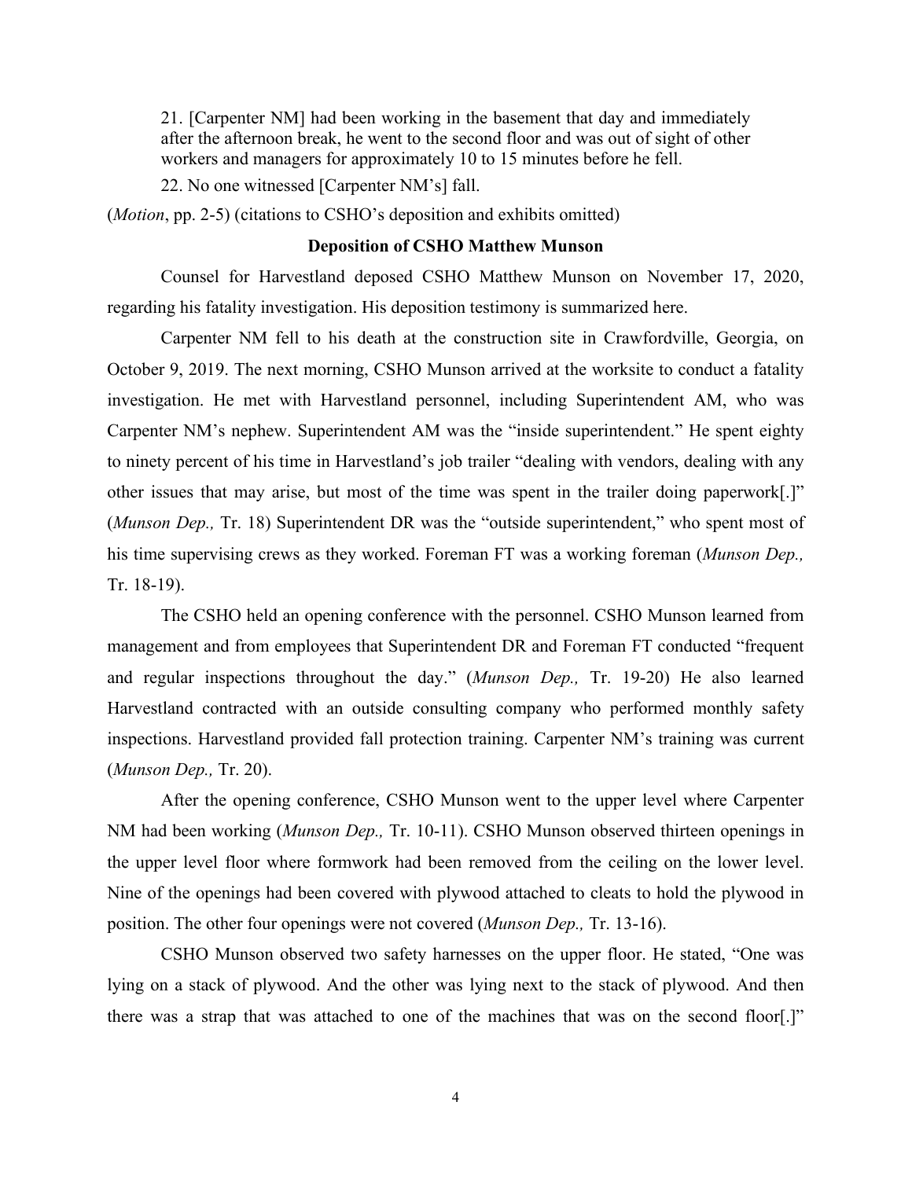21. [Carpenter NM] had been working in the basement that day and immediately after the afternoon break, he went to the second floor and was out of sight of other workers and managers for approximately 10 to 15 minutes before he fell.

22. No one witnessed [Carpenter NM's] fall.

(*Motion*, pp. 2-5) (citations to CSHO's deposition and exhibits omitted)

**Deposition of CSHO Matthew Munson**

Counsel for Harvestland deposed CSHO Matthew Munson on November 17, 2020, regarding his fatality investigation. His deposition testimony is summarized here.

Carpenter NM fell to his death at the construction site in Crawfordville, Georgia, on October 9, 2019. The next morning, CSHO Munson arrived at the worksite to conduct a fatality investigation. He met with Harvestland personnel, including Superintendent AM, who was Carpenter NM's nephew. Superintendent AM was the "inside superintendent." He spent eighty to ninety percent of his time in Harvestland's job trailer "dealing with vendors, dealing with any other issues that may arise, but most of the time was spent in the trailer doing paperwork[.]" (*Munson Dep.,* Tr. 18) Superintendent DR was the "outside superintendent," who spent most of his time supervising crews as they worked. Foreman FT was a working foreman (*Munson Dep.,* Tr. 18-19).

The CSHO held an opening conference with the personnel. CSHO Munson learned from management and from employees that Superintendent DR and Foreman FT conducted "frequent and regular inspections throughout the day." (*Munson Dep.,* Tr. 19-20) He also learned Harvestland contracted with an outside consulting company who performed monthly safety inspections. Harvestland provided fall protection training. Carpenter NM's training was current (*Munson Dep.,* Tr. 20).

After the opening conference, CSHO Munson went to the upper level where Carpenter NM had been working (*Munson Dep.,* Tr. 10-11). CSHO Munson observed thirteen openings in the upper level floor where formwork had been removed from the ceiling on the lower level. Nine of the openings had been covered with plywood attached to cleats to hold the plywood in position. The other four openings were not covered (*Munson Dep.,* Tr. 13-16).

CSHO Munson observed two safety harnesses on the upper floor. He stated, "One was lying on a stack of plywood. And the other was lying next to the stack of plywood. And then there was a strap that was attached to one of the machines that was on the second floor[.]"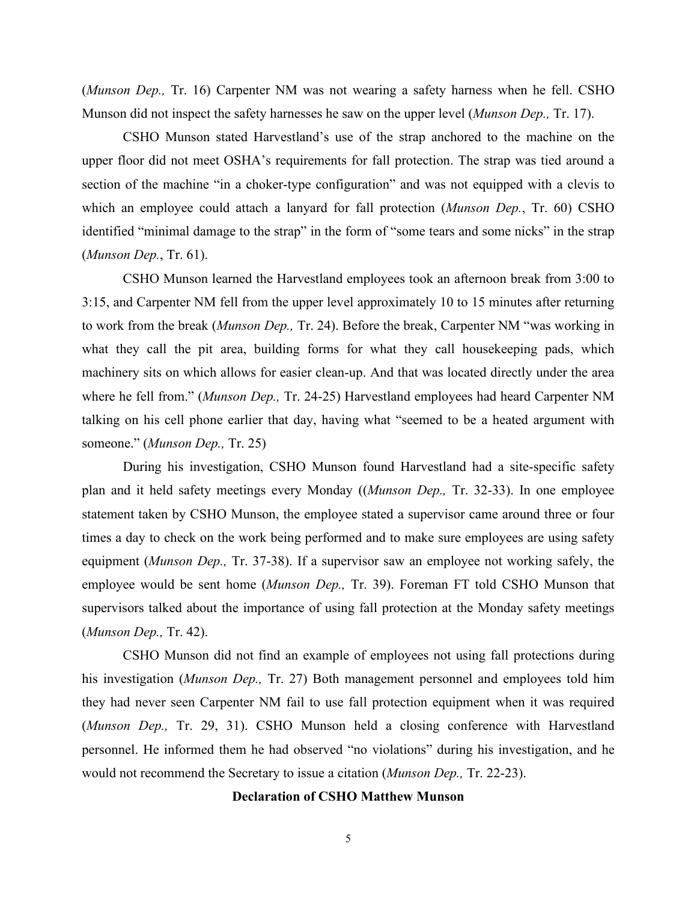(*Munson Dep.,* Tr. 16) Carpenter NM was not wearing a safety harness when he fell. CSHO Munson did not inspect the safety harnesses he saw on the upper level (*Munson Dep.,* Tr. 17).

CSHO Munson stated Harvestland's use of the strap anchored to the machine on the upper floor did not meet OSHA's requirements for fall protection. The strap was tied around a section of the machine "in a choker-type configuration" and was not equipped with a clevis to which an employee could attach a lanyard for fall protection (*Munson Dep.*, Tr. 60) CSHO identified "minimal damage to the strap" in the form of "some tears and some nicks" in the strap (*Munson Dep.*, Tr. 61).

CSHO Munson learned the Harvestland employees took an afternoon break from 3:00 to 3:15, and Carpenter NM fell from the upper level approximately 10 to 15 minutes after returning to work from the break (*Munson Dep.,* Tr. 24). Before the break, Carpenter NM "was working in what they call the pit area, building forms for what they call housekeeping pads, which machinery sits on which allows for easier clean-up. And that was located directly under the area where he fell from." (*Munson Dep.,* Tr. 24-25) Harvestland employees had heard Carpenter NM talking on his cell phone earlier that day, having what "seemed to be a heated argument with someone." (*Munson Dep.,* Tr. 25)

During his investigation, CSHO Munson found Harvestland had a site-specific safety plan and it held safety meetings every Monday ((*Munson Dep.,* Tr. 32-33). In one employee statement taken by CSHO Munson, the employee stated a supervisor came around three or four times a day to check on the work being performed and to make sure employees are using safety equipment (*Munson Dep.,* Tr. 37-38). If a supervisor saw an employee not working safely, the employee would be sent home (*Munson Dep.,* Tr. 39). Foreman FT told CSHO Munson that supervisors talked about the importance of using fall protection at the Monday safety meetings (*Munson Dep.,* Tr. 42).

CSHO Munson did not find an example of employees not using fall protections during his investigation (*Munson Dep.,* Tr. 27) Both management personnel and employees told him they had never seen Carpenter NM fail to use fall protection equipment when it was required (*Munson Dep.,* Tr. 29, 31). CSHO Munson held a closing conference with Harvestland personnel. He informed them he had observed "no violations" during his investigation, and he would not recommend the Secretary to issue a citation (*Munson Dep.,* Tr. 22-23).

**Declaration of CSHO Matthew Munson**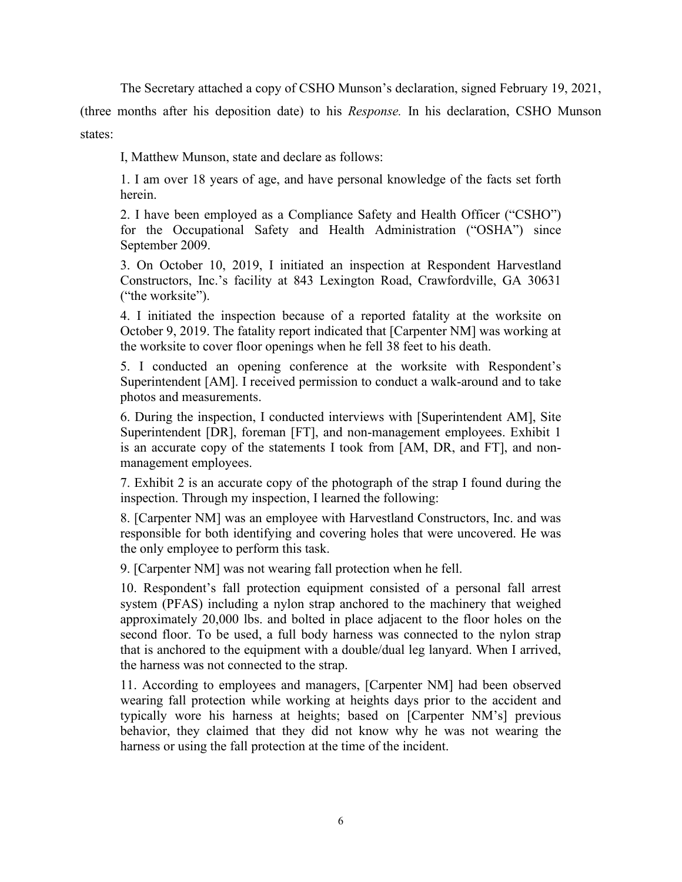The Secretary attached a copy of CSHO Munson's declaration, signed February 19, 2021, (three months after his deposition date) to his *Response.* In his declaration, CSHO Munson states:

> I, Matthew Munson, state and declare as follows:
>
> 1. I am over 18 years of age, and have personal knowledge of the facts set forth herein.
>
> 2. I have been employed as a Compliance Safety and Health Officer ("CSHO") for the Occupational Safety and Health Administration ("OSHA") since September 2009.
>
> 3. On October 10, 2019, I initiated an inspection at Respondent Harvestland Constructors, Inc.'s facility at 843 Lexington Road, Crawfordville, GA 30631 ("the worksite").
>
> 4. I initiated the inspection because of a reported fatality at the worksite on October 9, 2019. The fatality report indicated that [Carpenter NM] was working at the worksite to cover floor openings when he fell 38 feet to his death.
>
> 5. I conducted an opening conference at the worksite with Respondent's Superintendent [AM]. I received permission to conduct a walk-around and to take photos and measurements.
>
> 6. During the inspection, I conducted interviews with [Superintendent AM], Site Superintendent [DR], foreman [FT], and non-management employees. Exhibit 1 is an accurate copy of the statements I took from [AM, DR, and FT], and non-management employees.
>
> 7. Exhibit 2 is an accurate copy of the photograph of the strap I found during the inspection. Through my inspection, I learned the following:
>
> 8. [Carpenter NM] was an employee with Harvestland Constructors, Inc. and was responsible for both identifying and covering holes that were uncovered. He was the only employee to perform this task.
>
> 9. [Carpenter NM] was not wearing fall protection when he fell.
>
> 10. Respondent's fall protection equipment consisted of a personal fall arrest system (PFAS) including a nylon strap anchored to the machinery that weighed approximately 20,000 lbs. and bolted in place adjacent to the floor holes on the second floor. To be used, a full body harness was connected to the nylon strap that is anchored to the equipment with a double/dual leg lanyard. When I arrived, the harness was not connected to the strap.
>
> 11. According to employees and managers, [Carpenter NM] had been observed wearing fall protection while working at heights days prior to the accident and typically wore his harness at heights; based on [Carpenter NM's] previous behavior, they claimed that they did not know why he was not wearing the harness or using the fall protection at the time of the incident.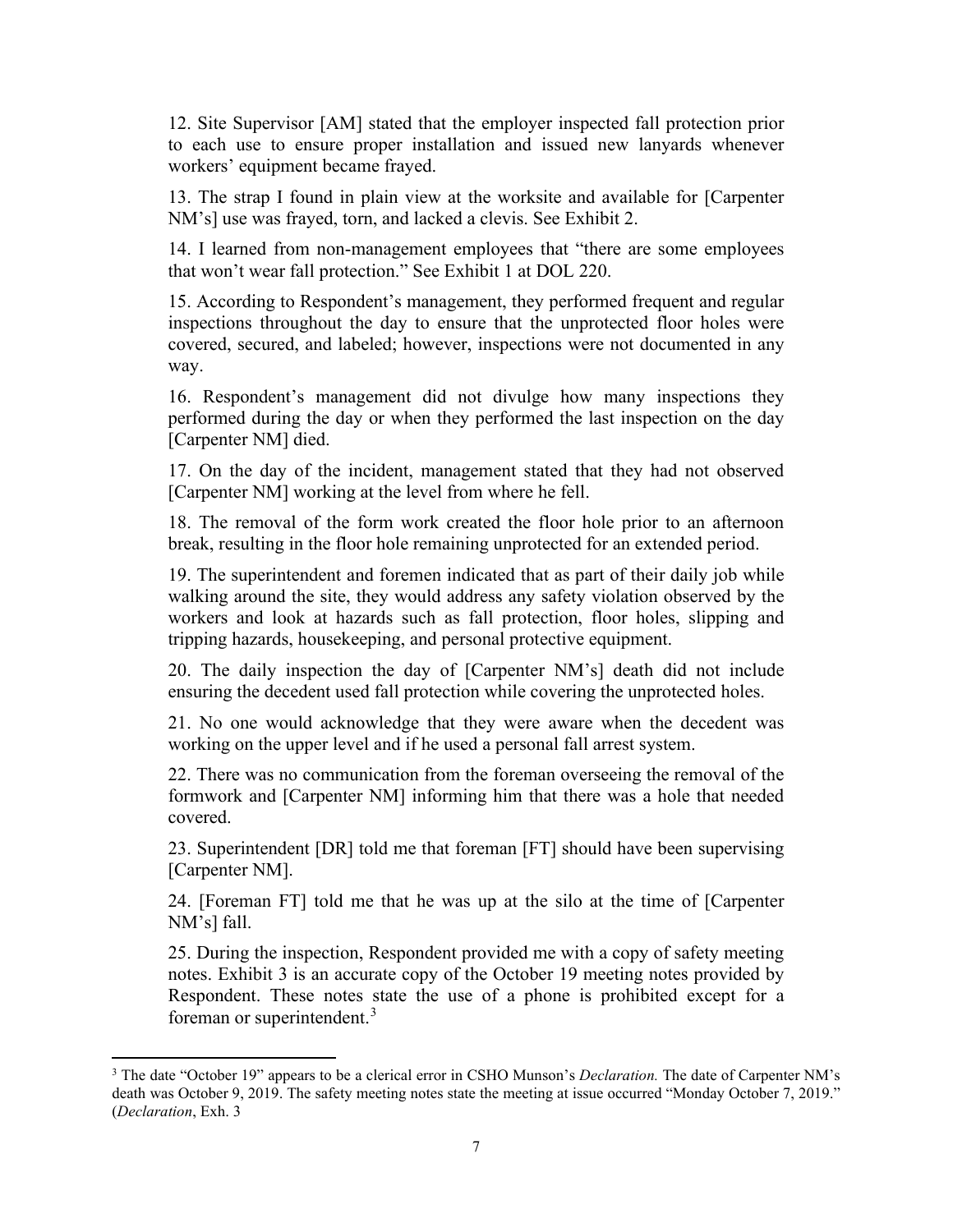12. Site Supervisor [AM] stated that the employer inspected fall protection prior to each use to ensure proper installation and issued new lanyards whenever workers' equipment became frayed.

13. The strap I found in plain view at the worksite and available for [Carpenter NM's] use was frayed, torn, and lacked a clevis. See Exhibit 2.

14. I learned from non-management employees that "there are some employees that won't wear fall protection." See Exhibit 1 at DOL 220.

15. According to Respondent's management, they performed frequent and regular inspections throughout the day to ensure that the unprotected floor holes were covered, secured, and labeled; however, inspections were not documented in any way.

16. Respondent's management did not divulge how many inspections they performed during the day or when they performed the last inspection on the day [Carpenter NM] died.

17. On the day of the incident, management stated that they had not observed [Carpenter NM] working at the level from where he fell.

18. The removal of the form work created the floor hole prior to an afternoon break, resulting in the floor hole remaining unprotected for an extended period.

19. The superintendent and foremen indicated that as part of their daily job while walking around the site, they would address any safety violation observed by the workers and look at hazards such as fall protection, floor holes, slipping and tripping hazards, housekeeping, and personal protective equipment.

20. The daily inspection the day of [Carpenter NM's] death did not include ensuring the decedent used fall protection while covering the unprotected holes.

21. No one would acknowledge that they were aware when the decedent was working on the upper level and if he used a personal fall arrest system.

22. There was no communication from the foreman overseeing the removal of the formwork and [Carpenter NM] informing him that there was a hole that needed covered.

23. Superintendent [DR] told me that foreman [FT] should have been supervising [Carpenter NM].

24. [Foreman FT] told me that he was up at the silo at the time of [Carpenter NM's] fall.

25. During the inspection, Respondent provided me with a copy of safety meeting notes. Exhibit 3 is an accurate copy of the October 19 meeting notes provided by Respondent. These notes state the use of a phone is prohibited except for a foreman or superintendent.[3]

---

[3] The date "October 19" appears to be a clerical error in CSHO Munson's *Declaration.* The date of Carpenter NM's death was October 9, 2019. The safety meeting notes state the meeting at issue occurred "Monday October 7, 2019." (*Declaration*, Exh. 3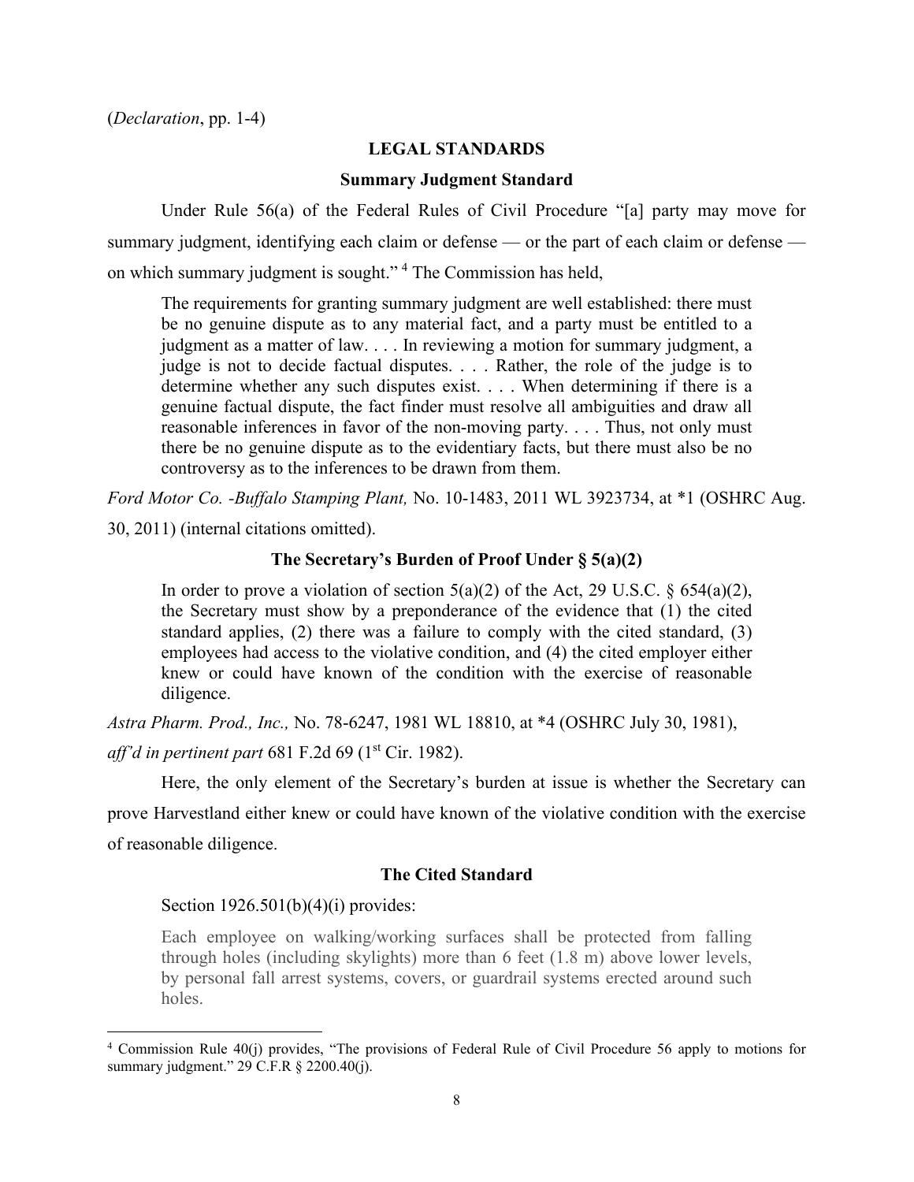(*Declaration*, pp. 1-4)

## LEGAL STANDARDS

### Summary Judgment Standard

Under Rule 56(a) of the Federal Rules of Civil Procedure "[a] party may move for summary judgment, identifying each claim or defense — or the part of each claim or defense — on which summary judgment is sought." [4] The Commission has held,

> The requirements for granting summary judgment are well established: there must be no genuine dispute as to any material fact, and a party must be entitled to a judgment as a matter of law. . . . In reviewing a motion for summary judgment, a judge is not to decide factual disputes. . . . Rather, the role of the judge is to determine whether any such disputes exist. . . . When determining if there is a genuine factual dispute, the fact finder must resolve all ambiguities and draw all reasonable inferences in favor of the non-moving party. . . . Thus, not only must there be no genuine dispute as to the evidentiary facts, but there must also be no controversy as to the inferences to be drawn from them.

*Ford Motor Co. -Buffalo Stamping Plant,* No. 10-1483, 2011 WL 3923734, at *1 (OSHRC Aug. 30, 2011) (internal citations omitted).

### The Secretary's Burden of Proof Under § 5(a)(2)

> In order to prove a violation of section 5(a)(2) of the Act, 29 U.S.C. § 654(a)(2), the Secretary must show by a preponderance of the evidence that (1) the cited standard applies, (2) there was a failure to comply with the cited standard, (3) employees had access to the violative condition, and (4) the cited employer either knew or could have known of the condition with the exercise of reasonable diligence.

*Astra Pharm. Prod., Inc.,* No. 78-6247, 1981 WL 18810, at *4 (OSHRC July 30, 1981), *aff'd in pertinent part* 681 F.2d 69 (1st Cir. 1982).

Here, the only element of the Secretary's burden at issue is whether the Secretary can prove Harvestland either knew or could have known of the violative condition with the exercise of reasonable diligence.

### The Cited Standard

Section 1926.501(b)(4)(i) provides:

> Each employee on walking/working surfaces shall be protected from falling through holes (including skylights) more than 6 feet (1.8 m) above lower levels, by personal fall arrest systems, covers, or guardrail systems erected around such holes.

---

[4] Commission Rule 40(j) provides, "The provisions of Federal Rule of Civil Procedure 56 apply to motions for summary judgment." 29 C.F.R § 2200.40(j).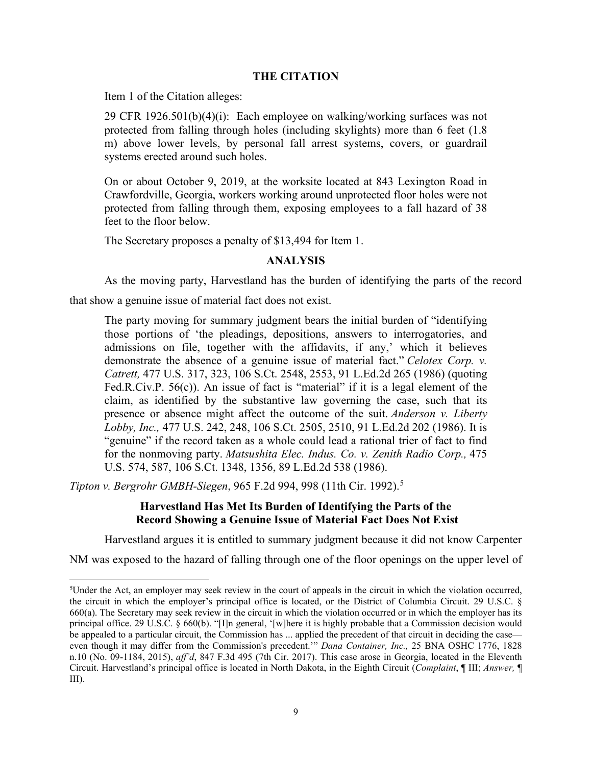## THE CITATION

Item 1 of the Citation alleges:

> 29 CFR 1926.501(b)(4)(i): Each employee on walking/working surfaces was not protected from falling through holes (including skylights) more than 6 feet (1.8 m) above lower levels, by personal fall arrest systems, covers, or guardrail systems erected around such holes.
>
> On or about October 9, 2019, at the worksite located at 843 Lexington Road in Crawfordville, Georgia, workers working around unprotected floor holes were not protected from falling through them, exposing employees to a fall hazard of 38 feet to the floor below.
>
> The Secretary proposes a penalty of $13,494 for Item 1.

## ANALYSIS

As the moving party, Harvestland has the burden of identifying the parts of the record that show a genuine issue of material fact does not exist.

> The party moving for summary judgment bears the initial burden of "identifying those portions of 'the pleadings, depositions, answers to interrogatories, and admissions on file, together with the affidavits, if any,' which it believes demonstrate the absence of a genuine issue of material fact." *Celotex Corp. v. Catrett,* 477 U.S. 317, 323, 106 S.Ct. 2548, 2553, 91 L.Ed.2d 265 (1986) (quoting Fed.R.Civ.P. 56(c)). An issue of fact is "material" if it is a legal element of the claim, as identified by the substantive law governing the case, such that its presence or absence might affect the outcome of the suit. *Anderson v. Liberty Lobby, Inc.,* 477 U.S. 242, 248, 106 S.Ct. 2505, 2510, 91 L.Ed.2d 202 (1986). It is "genuine" if the record taken as a whole could lead a rational trier of fact to find for the nonmoving party. *Matsushita Elec. Indus. Co. v. Zenith Radio Corp.,* 475 U.S. 574, 587, 106 S.Ct. 1348, 1356, 89 L.Ed.2d 538 (1986).

*Tipton v. Bergrohr GMBH-Siegen*, 965 F.2d 994, 998 (11th Cir. 1992).[5]

### Harvestland Has Met Its Burden of Identifying the Parts of the Record Showing a Genuine Issue of Material Fact Does Not Exist

Harvestland argues it is entitled to summary judgment because it did not know Carpenter NM was exposed to the hazard of falling through one of the floor openings on the upper level of

---

[5]Under the Act, an employer may seek review in the court of appeals in the circuit in which the violation occurred, the circuit in which the employer's principal office is located, or the District of Columbia Circuit. 29 U.S.C. § 660(a). The Secretary may seek review in the circuit in which the violation occurred or in which the employer has its principal office. 29 U.S.C. § 660(b). "[I]n general, '[w]here it is highly probable that a Commission decision would be appealed to a particular circuit, the Commission has ... applied the precedent of that circuit in deciding the case—even though it may differ from the Commission's precedent.'" *Dana Container, Inc.,* 25 BNA OSHC 1776, 1828 n.10 (No. 09-1184, 2015), *aff'd*, 847 F.3d 495 (7th Cir. 2017). This case arose in Georgia, located in the Eleventh Circuit. Harvestland's principal office is located in North Dakota, in the Eighth Circuit (*Complaint*, ¶ III; *Answer,* ¶ III).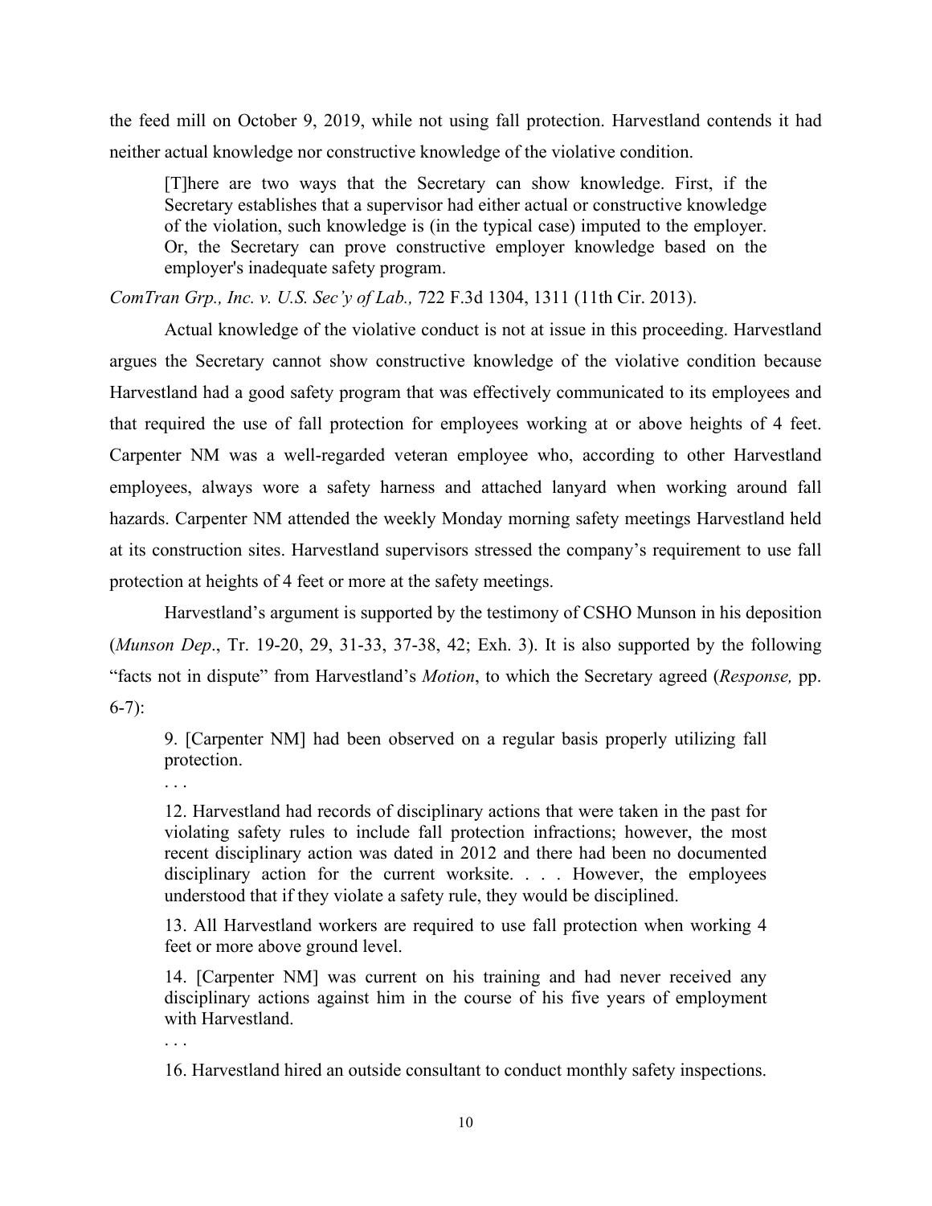the feed mill on October 9, 2019, while not using fall protection. Harvestland contends it had neither actual knowledge nor constructive knowledge of the violative condition.

> [T]here are two ways that the Secretary can show knowledge. First, if the Secretary establishes that a supervisor had either actual or constructive knowledge of the violation, such knowledge is (in the typical case) imputed to the employer. Or, the Secretary can prove constructive employer knowledge based on the employer's inadequate safety program.

*ComTran Grp., Inc. v. U.S. Sec'y of Lab.,* 722 F.3d 1304, 1311 (11th Cir. 2013).

Actual knowledge of the violative conduct is not at issue in this proceeding. Harvestland argues the Secretary cannot show constructive knowledge of the violative condition because Harvestland had a good safety program that was effectively communicated to its employees and that required the use of fall protection for employees working at or above heights of 4 feet. Carpenter NM was a well-regarded veteran employee who, according to other Harvestland employees, always wore a safety harness and attached lanyard when working around fall hazards. Carpenter NM attended the weekly Monday morning safety meetings Harvestland held at its construction sites. Harvestland supervisors stressed the company's requirement to use fall protection at heights of 4 feet or more at the safety meetings.

Harvestland's argument is supported by the testimony of CSHO Munson in his deposition (*Munson Dep*., Tr. 19-20, 29, 31-33, 37-38, 42; Exh. 3). It is also supported by the following "facts not in dispute" from Harvestland's *Motion*, to which the Secretary agreed (*Response,* pp. 6-7):

> 9. [Carpenter NM] had been observed on a regular basis properly utilizing fall protection.
>
> . . .
>
> 12. Harvestland had records of disciplinary actions that were taken in the past for violating safety rules to include fall protection infractions; however, the most recent disciplinary action was dated in 2012 and there had been no documented disciplinary action for the current worksite. . . . However, the employees understood that if they violate a safety rule, they would be disciplined.
>
> 13. All Harvestland workers are required to use fall protection when working 4 feet or more above ground level.
>
> 14. [Carpenter NM] was current on his training and had never received any disciplinary actions against him in the course of his five years of employment with Harvestland.
>
> . . .
>
> 16. Harvestland hired an outside consultant to conduct monthly safety inspections.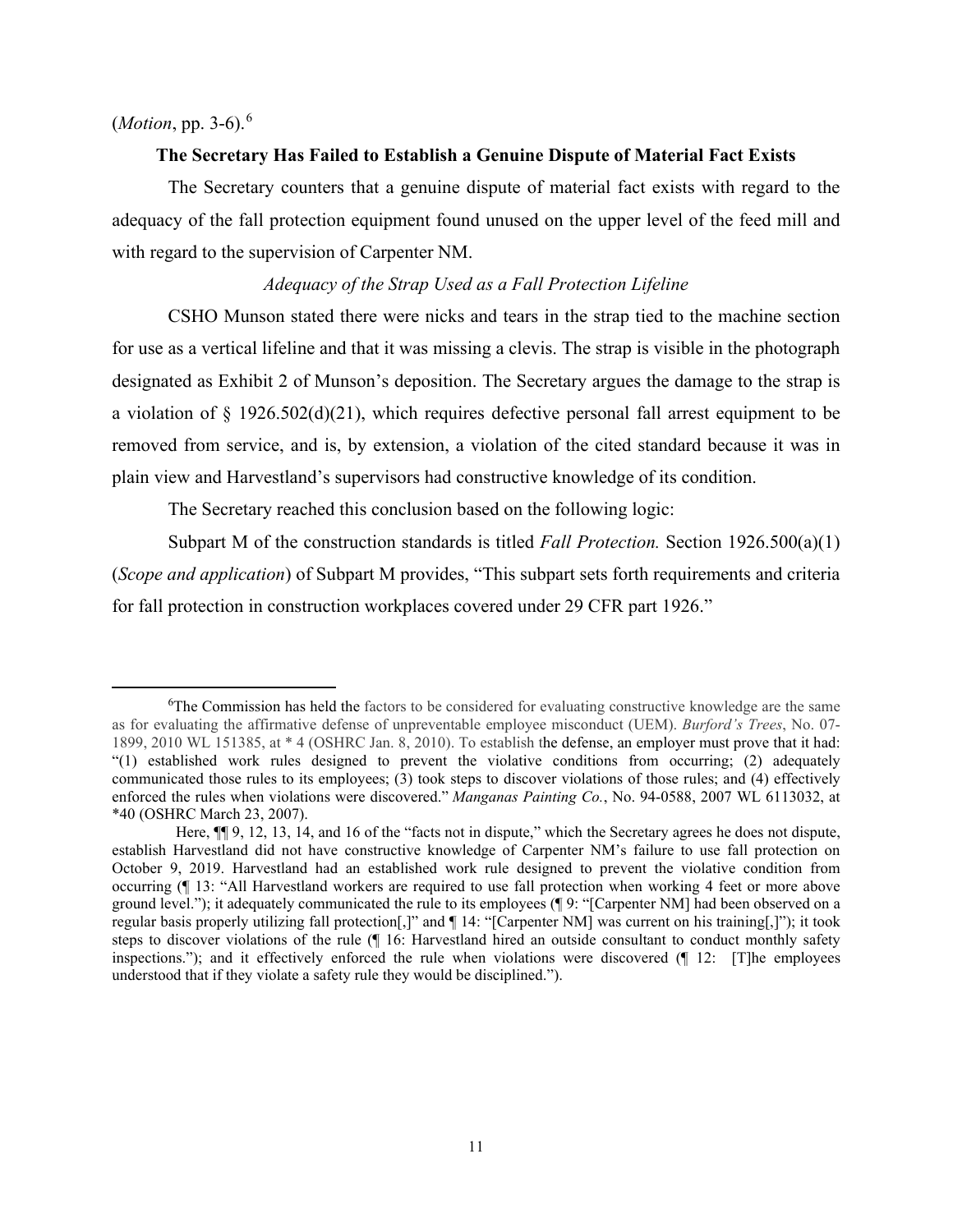(*Motion*, pp. 3-6).[6]

**The Secretary Has Failed to Establish a Genuine Dispute of Material Fact Exists**

The Secretary counters that a genuine dispute of material fact exists with regard to the adequacy of the fall protection equipment found unused on the upper level of the feed mill and with regard to the supervision of Carpenter NM.

*Adequacy of the Strap Used as a Fall Protection Lifeline*

CSHO Munson stated there were nicks and tears in the strap tied to the machine section for use as a vertical lifeline and that it was missing a clevis. The strap is visible in the photograph designated as Exhibit 2 of Munson's deposition. The Secretary argues the damage to the strap is a violation of § 1926.502(d)(21), which requires defective personal fall arrest equipment to be removed from service, and is, by extension, a violation of the cited standard because it was in plain view and Harvestland's supervisors had constructive knowledge of its condition.

The Secretary reached this conclusion based on the following logic:

Subpart M of the construction standards is titled *Fall Protection.* Section 1926.500(a)(1) (*Scope and application*) of Subpart M provides, "This subpart sets forth requirements and criteria for fall protection in construction workplaces covered under 29 CFR part 1926."

---

[6]The Commission has held the factors to be considered for evaluating constructive knowledge are the same as for evaluating the affirmative defense of unpreventable employee misconduct (UEM). *Burford's Trees*, No. 07-1899, 2010 WL 151385, at * 4 (OSHRC Jan. 8, 2010). To establish the defense, an employer must prove that it had: "(1) established work rules designed to prevent the violative conditions from occurring; (2) adequately communicated those rules to its employees; (3) took steps to discover violations of those rules; and (4) effectively enforced the rules when violations were discovered." *Manganas Painting Co.*, No. 94-0588, 2007 WL 6113032, at *40 (OSHRC March 23, 2007).

Here, ¶¶ 9, 12, 13, 14, and 16 of the "facts not in dispute," which the Secretary agrees he does not dispute, establish Harvestland did not have constructive knowledge of Carpenter NM's failure to use fall protection on October 9, 2019. Harvestland had an established work rule designed to prevent the violative condition from occurring (¶ 13: "All Harvestland workers are required to use fall protection when working 4 feet or more above ground level."); it adequately communicated the rule to its employees (¶ 9: "[Carpenter NM] had been observed on a regular basis properly utilizing fall protection[,]" and ¶ 14: "[Carpenter NM] was current on his training[,]"); it took steps to discover violations of the rule (¶ 16: Harvestland hired an outside consultant to conduct monthly safety inspections."); and it effectively enforced the rule when violations were discovered (¶ 12: [T]he employees understood that if they violate a safety rule they would be disciplined.").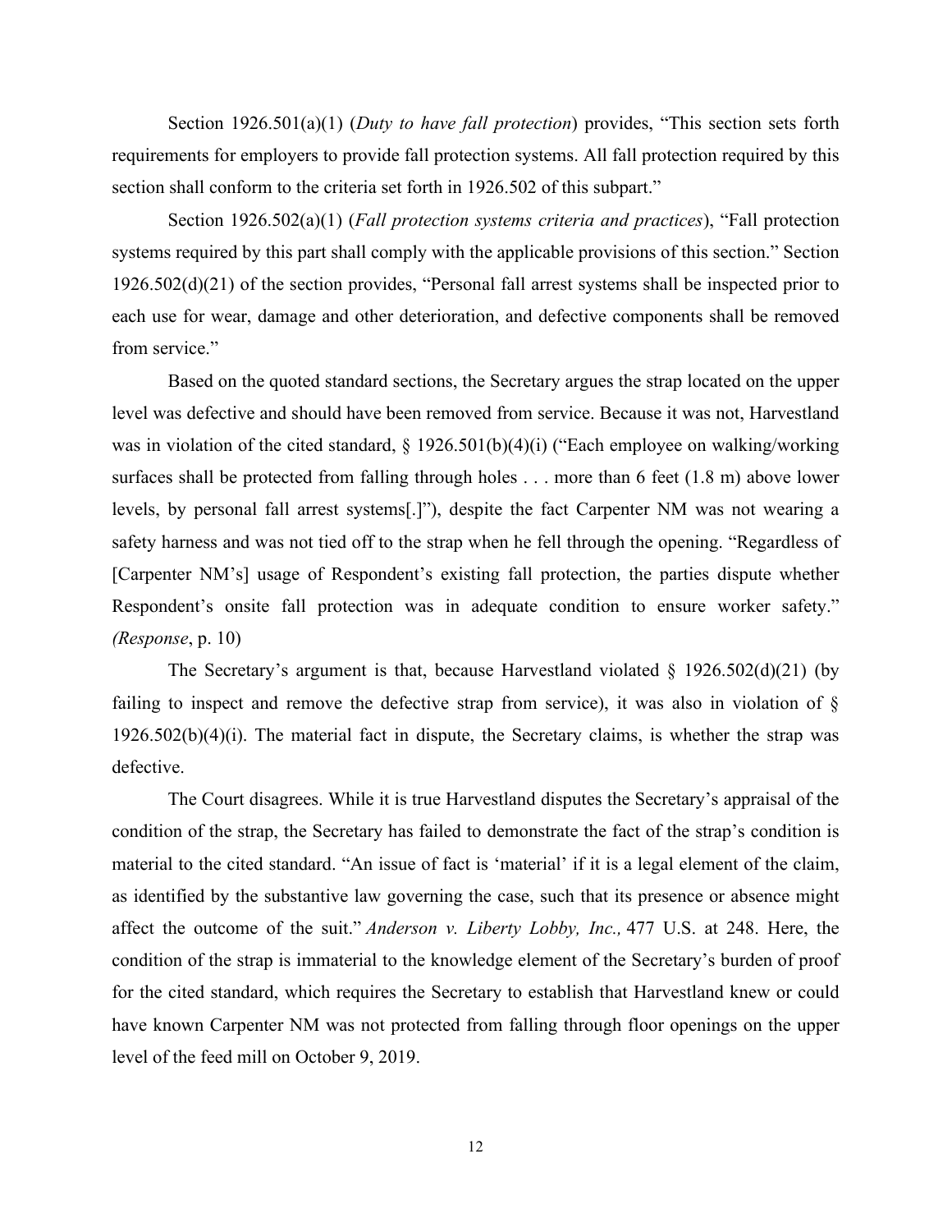Section 1926.501(a)(1) (*Duty to have fall protection*) provides, "This section sets forth requirements for employers to provide fall protection systems. All fall protection required by this section shall conform to the criteria set forth in 1926.502 of this subpart."

Section 1926.502(a)(1) (*Fall protection systems criteria and practices*), "Fall protection systems required by this part shall comply with the applicable provisions of this section." Section 1926.502(d)(21) of the section provides, "Personal fall arrest systems shall be inspected prior to each use for wear, damage and other deterioration, and defective components shall be removed from service."

Based on the quoted standard sections, the Secretary argues the strap located on the upper level was defective and should have been removed from service. Because it was not, Harvestland was in violation of the cited standard, § 1926.501(b)(4)(i) ("Each employee on walking/working surfaces shall be protected from falling through holes . . . more than 6 feet (1.8 m) above lower levels, by personal fall arrest systems[.]"), despite the fact Carpenter NM was not wearing a safety harness and was not tied off to the strap when he fell through the opening. "Regardless of [Carpenter NM's] usage of Respondent's existing fall protection, the parties dispute whether Respondent's onsite fall protection was in adequate condition to ensure worker safety." *(Response*, p. 10)

The Secretary's argument is that, because Harvestland violated § 1926.502(d)(21) (by failing to inspect and remove the defective strap from service), it was also in violation of § 1926.502(b)(4)(i). The material fact in dispute, the Secretary claims, is whether the strap was defective.

The Court disagrees. While it is true Harvestland disputes the Secretary's appraisal of the condition of the strap, the Secretary has failed to demonstrate the fact of the strap's condition is material to the cited standard. "An issue of fact is 'material' if it is a legal element of the claim, as identified by the substantive law governing the case, such that its presence or absence might affect the outcome of the suit." *Anderson v. Liberty Lobby, Inc.,* 477 U.S. at 248. Here, the condition of the strap is immaterial to the knowledge element of the Secretary's burden of proof for the cited standard, which requires the Secretary to establish that Harvestland knew or could have known Carpenter NM was not protected from falling through floor openings on the upper level of the feed mill on October 9, 2019.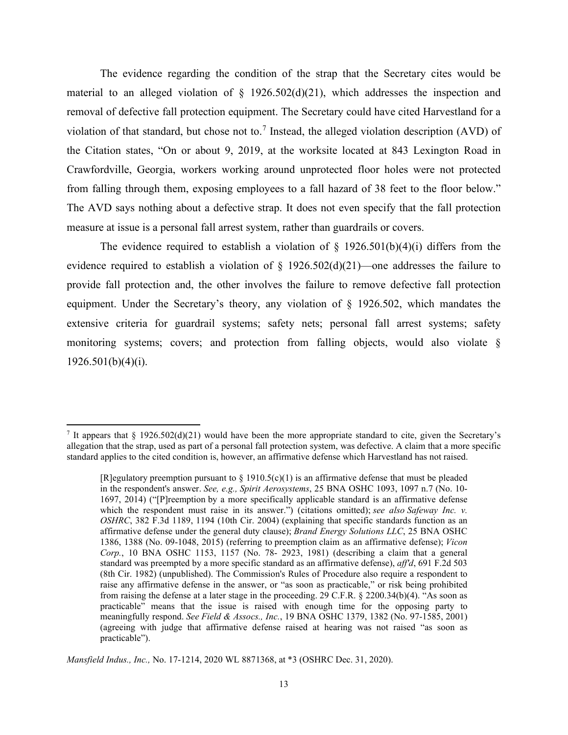The evidence regarding the condition of the strap that the Secretary cites would be material to an alleged violation of § 1926.502(d)(21), which addresses the inspection and removal of defective fall protection equipment. The Secretary could have cited Harvestland for a violation of that standard, but chose not to.[7] Instead, the alleged violation description (AVD) of the Citation states, "On or about 9, 2019, at the worksite located at 843 Lexington Road in Crawfordville, Georgia, workers working around unprotected floor holes were not protected from falling through them, exposing employees to a fall hazard of 38 feet to the floor below." The AVD says nothing about a defective strap. It does not even specify that the fall protection measure at issue is a personal fall arrest system, rather than guardrails or covers.

The evidence required to establish a violation of § 1926.501(b)(4)(i) differs from the evidence required to establish a violation of § 1926.502(d)(21)—one addresses the failure to provide fall protection and, the other involves the failure to remove defective fall protection equipment. Under the Secretary's theory, any violation of § 1926.502, which mandates the extensive criteria for guardrail systems; safety nets; personal fall arrest systems; safety monitoring systems; covers; and protection from falling objects, would also violate § 1926.501(b)(4)(i).

---

[7] It appears that § 1926.502(d)(21) would have been the more appropriate standard to cite, given the Secretary's allegation that the strap, used as part of a personal fall protection system, was defective. A claim that a more specific standard applies to the cited condition is, however, an affirmative defense which Harvestland has not raised.

> [R]egulatory preemption pursuant to § 1910.5(c)(1) is an affirmative defense that must be pleaded in the respondent's answer. *See, e.g., Spirit Aerosystems*, 25 BNA OSHC 1093, 1097 n.7 (No. 10-1697, 2014) ("[P]reemption by a more specifically applicable standard is an affirmative defense which the respondent must raise in its answer.") (citations omitted); *see also Safeway Inc. v. OSHRC*, 382 F.3d 1189, 1194 (10th Cir. 2004) (explaining that specific standards function as an affirmative defense under the general duty clause); *Brand Energy Solutions LLC*, 25 BNA OSHC 1386, 1388 (No. 09-1048, 2015) (referring to preemption claim as an affirmative defense); *Vicon Corp.*, 10 BNA OSHC 1153, 1157 (No. 78- 2923, 1981) (describing a claim that a general standard was preempted by a more specific standard as an affirmative defense), *aff'd*, 691 F.2d 503 (8th Cir. 1982) (unpublished). The Commission's Rules of Procedure also require a respondent to raise any affirmative defense in the answer, or "as soon as practicable," or risk being prohibited from raising the defense at a later stage in the proceeding. 29 C.F.R. § 2200.34(b)(4). "As soon as practicable" means that the issue is raised with enough time for the opposing party to meaningfully respond. *See Field & Assocs., Inc.*, 19 BNA OSHC 1379, 1382 (No. 97-1585, 2001) (agreeing with judge that affirmative defense raised at hearing was not raised "as soon as practicable").

*Mansfield Indus., Inc.,* No. 17-1214, 2020 WL 8871368, at *3 (OSHRC Dec. 31, 2020).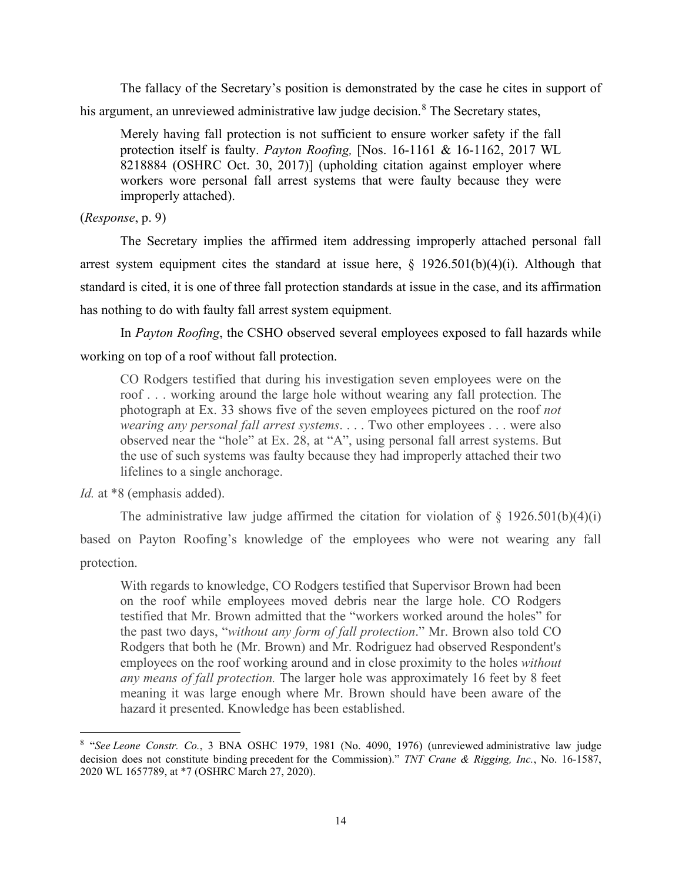The fallacy of the Secretary's position is demonstrated by the case he cites in support of his argument, an unreviewed administrative law judge decision.[8] The Secretary states,

> Merely having fall protection is not sufficient to ensure worker safety if the fall protection itself is faulty. *Payton Roofing,* [Nos. 16-1161 & 16-1162, 2017 WL 8218884 (OSHRC Oct. 30, 2017)] (upholding citation against employer where workers wore personal fall arrest systems that were faulty because they were improperly attached).

(*Response*, p. 9)

The Secretary implies the affirmed item addressing improperly attached personal fall arrest system equipment cites the standard at issue here, § 1926.501(b)(4)(i). Although that standard is cited, it is one of three fall protection standards at issue in the case, and its affirmation has nothing to do with faulty fall arrest system equipment.

In *Payton Roofing*, the CSHO observed several employees exposed to fall hazards while working on top of a roof without fall protection.

> CO Rodgers testified that during his investigation seven employees were on the roof . . . working around the large hole without wearing any fall protection. The photograph at Ex. 33 shows five of the seven employees pictured on the roof *not wearing any personal fall arrest systems*. . . . Two other employees . . . were also observed near the "hole" at Ex. 28, at "A", using personal fall arrest systems. But the use of such systems was faulty because they had improperly attached their two lifelines to a single anchorage.

*Id.* at *8 (emphasis added).

The administrative law judge affirmed the citation for violation of § 1926.501(b)(4)(i) based on Payton Roofing's knowledge of the employees who were not wearing any fall protection.

> With regards to knowledge, CO Rodgers testified that Supervisor Brown had been on the roof while employees moved debris near the large hole. CO Rodgers testified that Mr. Brown admitted that the "workers worked around the holes" for the past two days, "*without any form of fall protection*." Mr. Brown also told CO Rodgers that both he (Mr. Brown) and Mr. Rodriguez had observed Respondent's employees on the roof working around and in close proximity to the holes *without any means of fall protection.* The larger hole was approximately 16 feet by 8 feet meaning it was large enough where Mr. Brown should have been aware of the hazard it presented. Knowledge has been established.

---

[8] "*See Leone Constr. Co.*, 3 BNA OSHC 1979, 1981 (No. 4090, 1976) (unreviewed administrative law judge decision does not constitute binding precedent for the Commission)." *TNT Crane & Rigging, Inc.*, No. 16-1587, 2020 WL 1657789, at *7 (OSHRC March 27, 2020).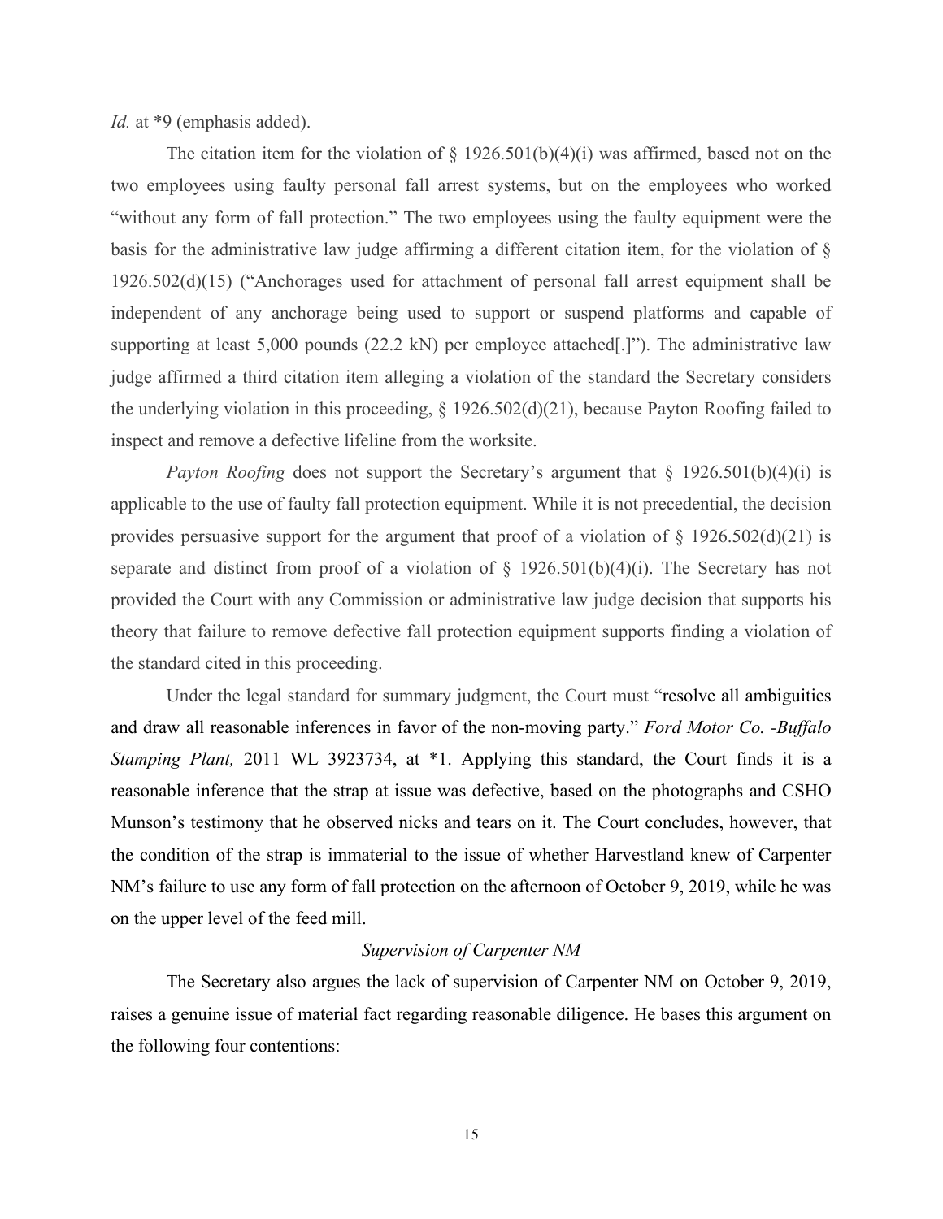*Id.* at *9 (emphasis added).

The citation item for the violation of § 1926.501(b)(4)(i) was affirmed, based not on the two employees using faulty personal fall arrest systems, but on the employees who worked "without any form of fall protection." The two employees using the faulty equipment were the basis for the administrative law judge affirming a different citation item, for the violation of § 1926.502(d)(15) ("Anchorages used for attachment of personal fall arrest equipment shall be independent of any anchorage being used to support or suspend platforms and capable of supporting at least 5,000 pounds (22.2 kN) per employee attached[.]"). The administrative law judge affirmed a third citation item alleging a violation of the standard the Secretary considers the underlying violation in this proceeding, § 1926.502(d)(21), because Payton Roofing failed to inspect and remove a defective lifeline from the worksite.

*Payton Roofing* does not support the Secretary's argument that § 1926.501(b)(4)(i) is applicable to the use of faulty fall protection equipment. While it is not precedential, the decision provides persuasive support for the argument that proof of a violation of § 1926.502(d)(21) is separate and distinct from proof of a violation of § 1926.501(b)(4)(i). The Secretary has not provided the Court with any Commission or administrative law judge decision that supports his theory that failure to remove defective fall protection equipment supports finding a violation of the standard cited in this proceeding.

Under the legal standard for summary judgment, the Court must "resolve all ambiguities and draw all reasonable inferences in favor of the non-moving party." *Ford Motor Co. -Buffalo Stamping Plant,* 2011 WL 3923734, at *1. Applying this standard, the Court finds it is a reasonable inference that the strap at issue was defective, based on the photographs and CSHO Munson's testimony that he observed nicks and tears on it. The Court concludes, however, that the condition of the strap is immaterial to the issue of whether Harvestland knew of Carpenter NM's failure to use any form of fall protection on the afternoon of October 9, 2019, while he was on the upper level of the feed mill.

*Supervision of Carpenter NM*

The Secretary also argues the lack of supervision of Carpenter NM on October 9, 2019, raises a genuine issue of material fact regarding reasonable diligence. He bases this argument on the following four contentions: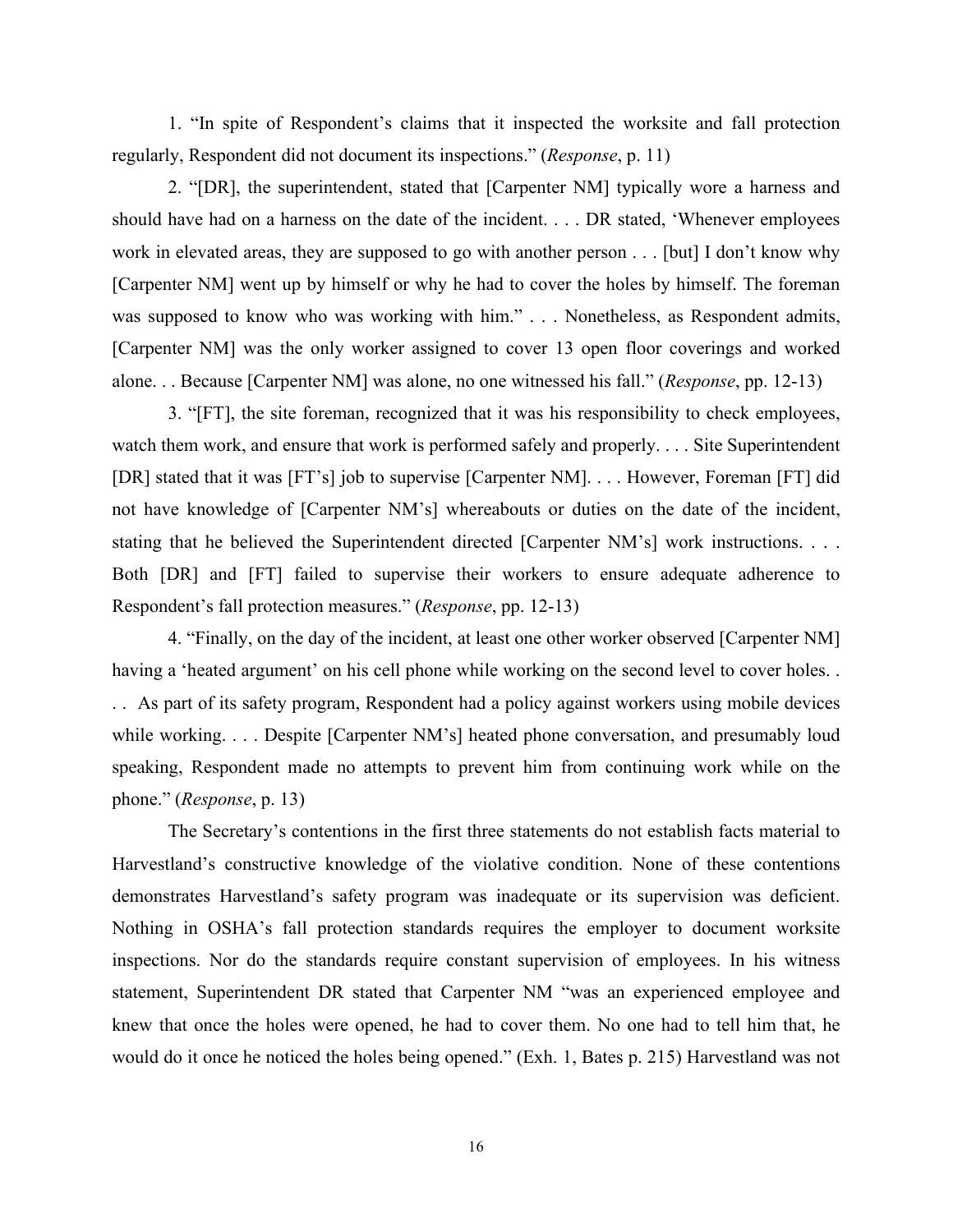1. "In spite of Respondent's claims that it inspected the worksite and fall protection regularly, Respondent did not document its inspections." (*Response*, p. 11)

2. "[DR], the superintendent, stated that [Carpenter NM] typically wore a harness and should have had on a harness on the date of the incident. . . . DR stated, 'Whenever employees work in elevated areas, they are supposed to go with another person . . . [but] I don't know why [Carpenter NM] went up by himself or why he had to cover the holes by himself. The foreman was supposed to know who was working with him." . . . Nonetheless, as Respondent admits, [Carpenter NM] was the only worker assigned to cover 13 open floor coverings and worked alone. . . Because [Carpenter NM] was alone, no one witnessed his fall." (*Response*, pp. 12-13)

3. "[FT], the site foreman, recognized that it was his responsibility to check employees, watch them work, and ensure that work is performed safely and properly. . . . Site Superintendent [DR] stated that it was [FT's] job to supervise [Carpenter NM]. . . . However, Foreman [FT] did not have knowledge of [Carpenter NM's] whereabouts or duties on the date of the incident, stating that he believed the Superintendent directed [Carpenter NM's] work instructions. . . . Both [DR] and [FT] failed to supervise their workers to ensure adequate adherence to Respondent's fall protection measures." (*Response*, pp. 12-13)

4. "Finally, on the day of the incident, at least one other worker observed [Carpenter NM] having a 'heated argument' on his cell phone while working on the second level to cover holes. . . . As part of its safety program, Respondent had a policy against workers using mobile devices while working. . . . Despite [Carpenter NM's] heated phone conversation, and presumably loud speaking, Respondent made no attempts to prevent him from continuing work while on the phone." (*Response*, p. 13)

The Secretary's contentions in the first three statements do not establish facts material to Harvestland's constructive knowledge of the violative condition. None of these contentions demonstrates Harvestland's safety program was inadequate or its supervision was deficient. Nothing in OSHA's fall protection standards requires the employer to document worksite inspections. Nor do the standards require constant supervision of employees. In his witness statement, Superintendent DR stated that Carpenter NM "was an experienced employee and knew that once the holes were opened, he had to cover them. No one had to tell him that, he would do it once he noticed the holes being opened." (Exh. 1, Bates p. 215) Harvestland was not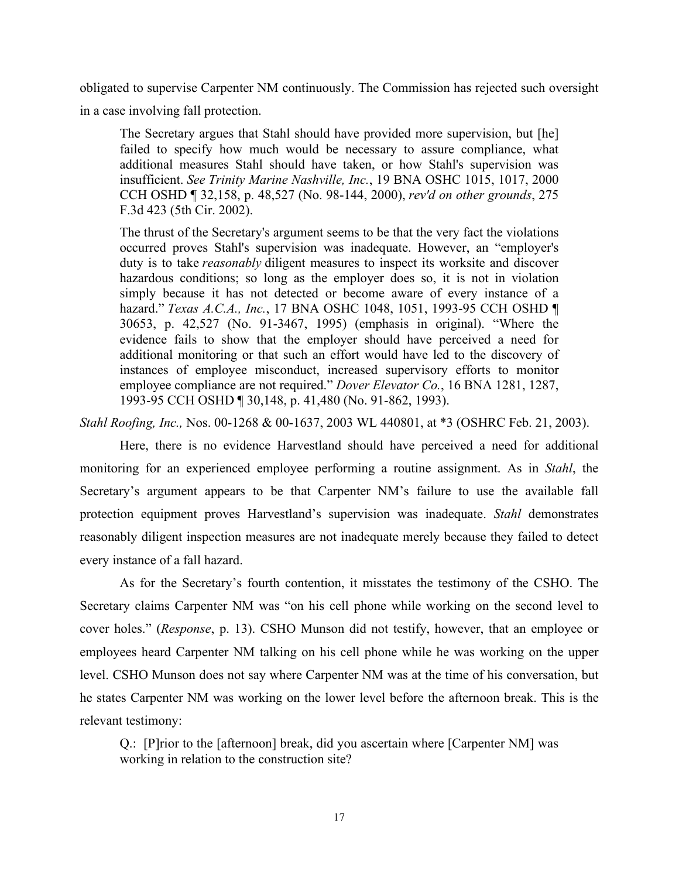obligated to supervise Carpenter NM continuously. The Commission has rejected such oversight in a case involving fall protection.

> The Secretary argues that Stahl should have provided more supervision, but [he] failed to specify how much would be necessary to assure compliance, what additional measures Stahl should have taken, or how Stahl's supervision was insufficient. *See Trinity Marine Nashville, Inc.*, 19 BNA OSHC 1015, 1017, 2000 CCH OSHD ¶ 32,158, p. 48,527 (No. 98-144, 2000), *rev'd on other grounds*, 275 F.3d 423 (5th Cir. 2002).
>
> The thrust of the Secretary's argument seems to be that the very fact the violations occurred proves Stahl's supervision was inadequate. However, an "employer's duty is to take *reasonably* diligent measures to inspect its worksite and discover hazardous conditions; so long as the employer does so, it is not in violation simply because it has not detected or become aware of every instance of a hazard." *Texas A.C.A., Inc.*, 17 BNA OSHC 1048, 1051, 1993-95 CCH OSHD ¶ 30653, p. 42,527 (No. 91-3467, 1995) (emphasis in original). "Where the evidence fails to show that the employer should have perceived a need for additional monitoring or that such an effort would have led to the discovery of instances of employee misconduct, increased supervisory efforts to monitor employee compliance are not required." *Dover Elevator Co.*, 16 BNA 1281, 1287, 1993-95 CCH OSHD ¶ 30,148, p. 41,480 (No. 91-862, 1993).

*Stahl Roofing, Inc.,* Nos. 00-1268 & 00-1637, 2003 WL 440801, at *3 (OSHRC Feb. 21, 2003).

Here, there is no evidence Harvestland should have perceived a need for additional monitoring for an experienced employee performing a routine assignment. As in *Stahl*, the Secretary's argument appears to be that Carpenter NM's failure to use the available fall protection equipment proves Harvestland's supervision was inadequate. *Stahl* demonstrates reasonably diligent inspection measures are not inadequate merely because they failed to detect every instance of a fall hazard.

As for the Secretary's fourth contention, it misstates the testimony of the CSHO. The Secretary claims Carpenter NM was "on his cell phone while working on the second level to cover holes." (*Response*, p. 13). CSHO Munson did not testify, however, that an employee or employees heard Carpenter NM talking on his cell phone while he was working on the upper level. CSHO Munson does not say where Carpenter NM was at the time of his conversation, but he states Carpenter NM was working on the lower level before the afternoon break. This is the relevant testimony:

> Q.: [P]rior to the [afternoon] break, did you ascertain where [Carpenter NM] was working in relation to the construction site?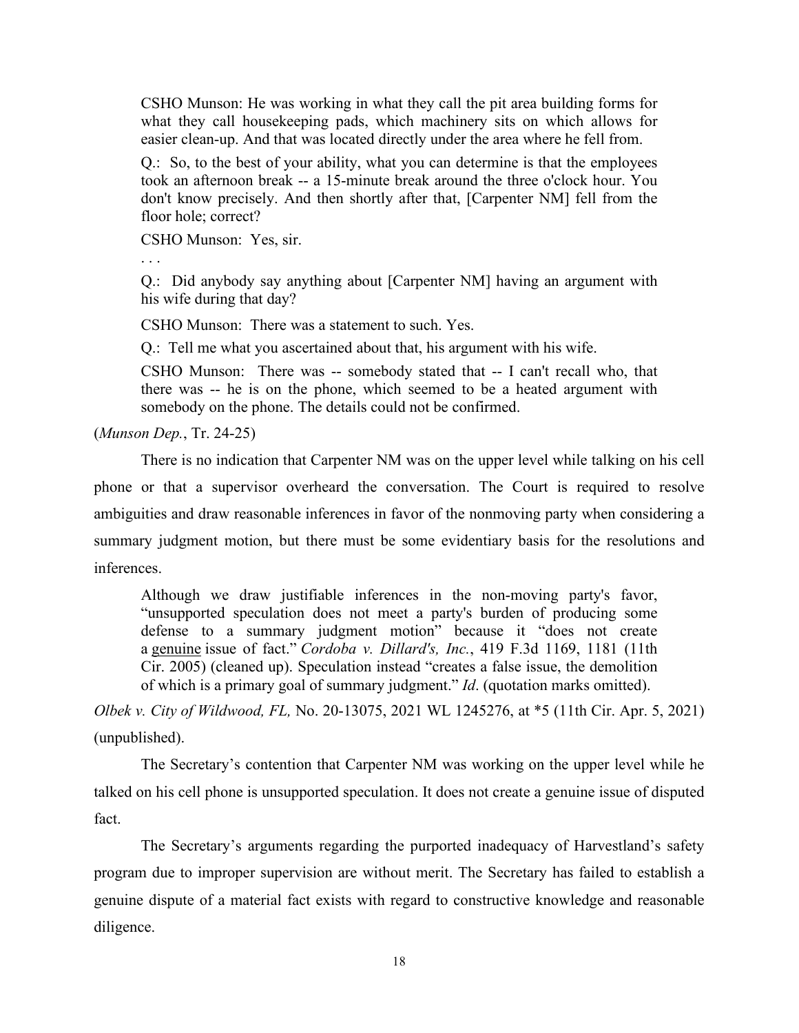> CSHO Munson: He was working in what they call the pit area building forms for what they call housekeeping pads, which machinery sits on which allows for easier clean-up. And that was located directly under the area where he fell from.
>
> Q.: So, to the best of your ability, what you can determine is that the employees took an afternoon break -- a 15-minute break around the three o'clock hour. You don't know precisely. And then shortly after that, [Carpenter NM] fell from the floor hole; correct?
>
> CSHO Munson: Yes, sir.
>
> . . .
>
> Q.: Did anybody say anything about [Carpenter NM] having an argument with his wife during that day?
>
> CSHO Munson: There was a statement to such. Yes.
>
> Q.: Tell me what you ascertained about that, his argument with his wife.
>
> CSHO Munson: There was -- somebody stated that -- I can't recall who, that there was -- he is on the phone, which seemed to be a heated argument with somebody on the phone. The details could not be confirmed.

(*Munson Dep.*, Tr. 24-25)

There is no indication that Carpenter NM was on the upper level while talking on his cell phone or that a supervisor overheard the conversation. The Court is required to resolve ambiguities and draw reasonable inferences in favor of the nonmoving party when considering a summary judgment motion, but there must be some evidentiary basis for the resolutions and inferences.

> Although we draw justifiable inferences in the non-moving party's favor, "unsupported speculation does not meet a party's burden of producing some defense to a summary judgment motion" because it "does not create a genuine issue of fact." *Cordoba v. Dillard's, Inc.*, 419 F.3d 1169, 1181 (11th Cir. 2005) (cleaned up). Speculation instead "creates a false issue, the demolition of which is a primary goal of summary judgment." *Id*. (quotation marks omitted).

*Olbek v. City of Wildwood, FL,* No. 20-13075, 2021 WL 1245276, at *5 (11th Cir. Apr. 5, 2021) (unpublished).

The Secretary's contention that Carpenter NM was working on the upper level while he talked on his cell phone is unsupported speculation. It does not create a genuine issue of disputed fact.

The Secretary's arguments regarding the purported inadequacy of Harvestland's safety program due to improper supervision are without merit. The Secretary has failed to establish a genuine dispute of a material fact exists with regard to constructive knowledge and reasonable diligence.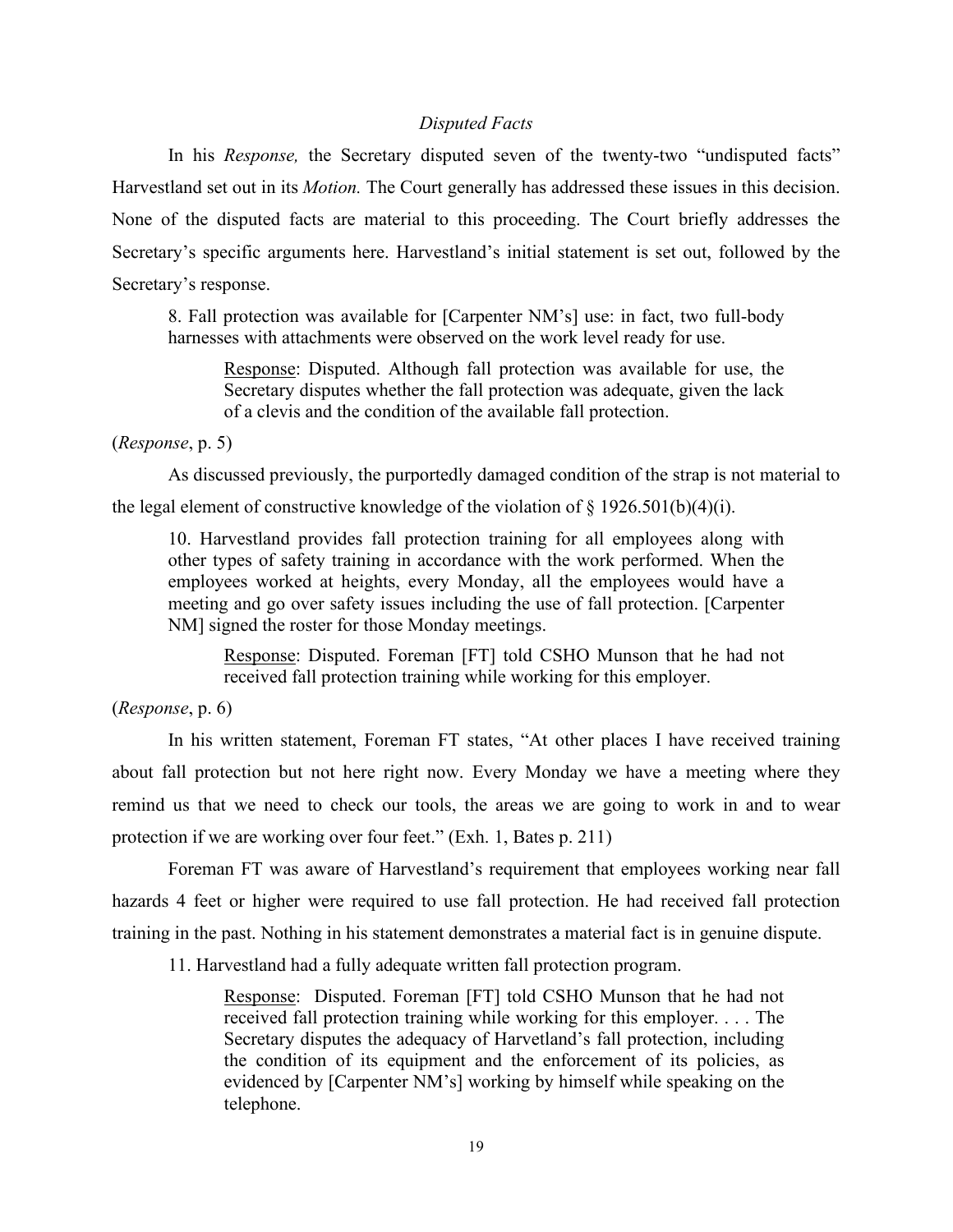*Disputed Facts*

In his *Response,* the Secretary disputed seven of the twenty-two "undisputed facts" Harvestland set out in its *Motion.* The Court generally has addressed these issues in this decision. None of the disputed facts are material to this proceeding. The Court briefly addresses the Secretary's specific arguments here. Harvestland's initial statement is set out, followed by the Secretary's response.

> 8. Fall protection was available for [Carpenter NM's] use: in fact, two full-body harnesses with attachments were observed on the work level ready for use.
>
> > Response: Disputed. Although fall protection was available for use, the Secretary disputes whether the fall protection was adequate, given the lack of a clevis and the condition of the available fall protection.

(*Response*, p. 5)

As discussed previously, the purportedly damaged condition of the strap is not material to the legal element of constructive knowledge of the violation of § 1926.501(b)(4)(i).

> 10. Harvestland provides fall protection training for all employees along with other types of safety training in accordance with the work performed. When the employees worked at heights, every Monday, all the employees would have a meeting and go over safety issues including the use of fall protection. [Carpenter NM] signed the roster for those Monday meetings.
>
> > Response: Disputed. Foreman [FT] told CSHO Munson that he had not received fall protection training while working for this employer.

(*Response*, p. 6)

In his written statement, Foreman FT states, "At other places I have received training about fall protection but not here right now. Every Monday we have a meeting where they remind us that we need to check our tools, the areas we are going to work in and to wear protection if we are working over four feet." (Exh. 1, Bates p. 211)

Foreman FT was aware of Harvestland's requirement that employees working near fall hazards 4 feet or higher were required to use fall protection. He had received fall protection training in the past. Nothing in his statement demonstrates a material fact is in genuine dispute.

> 11. Harvestland had a fully adequate written fall protection program.
>
> > Response: Disputed. Foreman [FT] told CSHO Munson that he had not received fall protection training while working for this employer. . . . The Secretary disputes the adequacy of Harvetland's fall protection, including the condition of its equipment and the enforcement of its policies, as evidenced by [Carpenter NM's] working by himself while speaking on the telephone.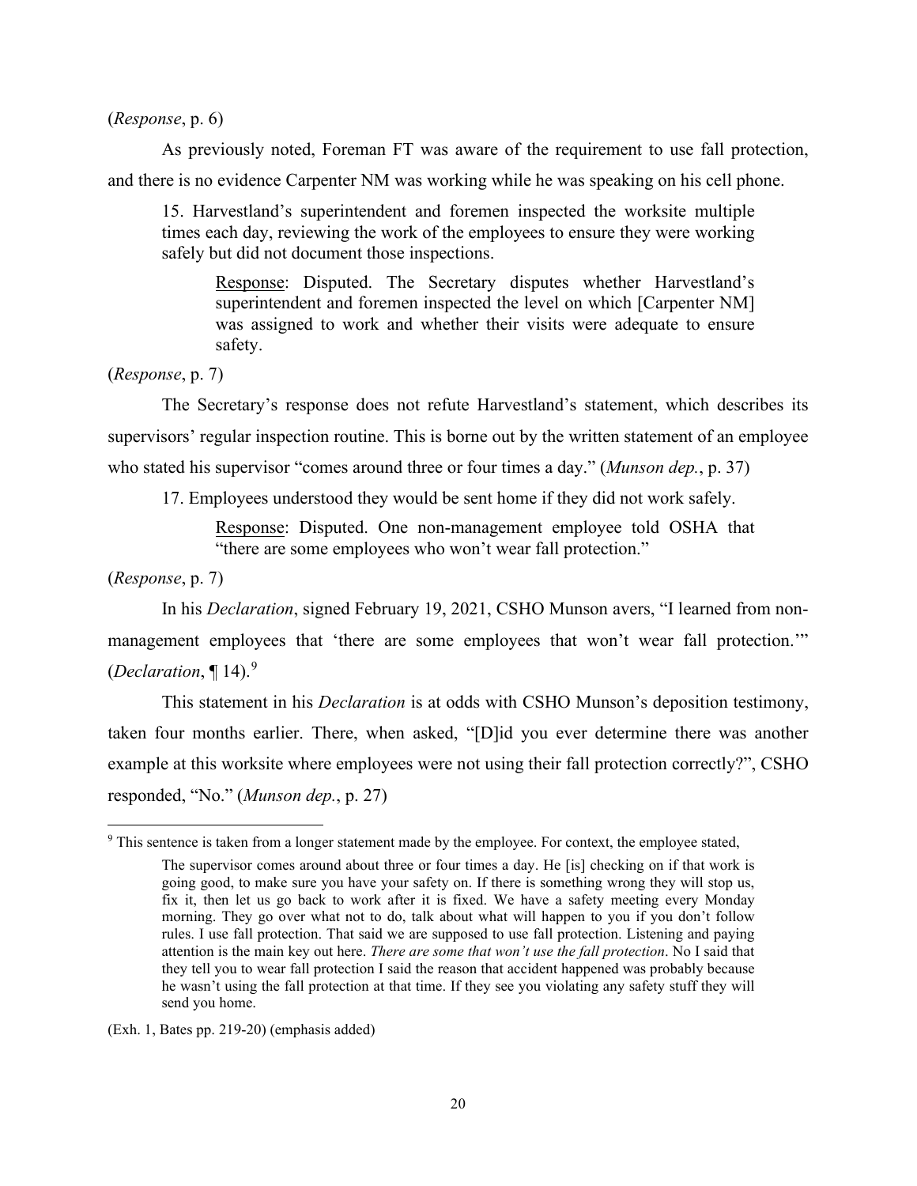(*Response*, p. 6)

As previously noted, Foreman FT was aware of the requirement to use fall protection, and there is no evidence Carpenter NM was working while he was speaking on his cell phone.

> 15. Harvestland's superintendent and foremen inspected the worksite multiple times each day, reviewing the work of the employees to ensure they were working safely but did not document those inspections.
>
> > Response: Disputed. The Secretary disputes whether Harvestland's superintendent and foremen inspected the level on which [Carpenter NM] was assigned to work and whether their visits were adequate to ensure safety.

(*Response*, p. 7)

The Secretary's response does not refute Harvestland's statement, which describes its supervisors' regular inspection routine. This is borne out by the written statement of an employee who stated his supervisor "comes around three or four times a day." (*Munson dep.*, p. 37)

> 17. Employees understood they would be sent home if they did not work safely.
>
> > Response: Disputed. One non-management employee told OSHA that "there are some employees who won't wear fall protection."

(*Response*, p. 7)

In his *Declaration*, signed February 19, 2021, CSHO Munson avers, "I learned from non-management employees that 'there are some employees that won't wear fall protection.'" (*Declaration*, ¶ 14).[9]

This statement in his *Declaration* is at odds with CSHO Munson's deposition testimony, taken four months earlier. There, when asked, "[D]id you ever determine there was another example at this worksite where employees were not using their fall protection correctly?", CSHO responded, "No." (*Munson dep.*, p. 27)

---

[9] This sentence is taken from a longer statement made by the employee. For context, the employee stated,

> The supervisor comes around about three or four times a day. He [is] checking on if that work is going good, to make sure you have your safety on. If there is something wrong they will stop us, fix it, then let us go back to work after it is fixed. We have a safety meeting every Monday morning. They go over what not to do, talk about what will happen to you if you don't follow rules. I use fall protection. That said we are supposed to use fall protection. Listening and paying attention is the main key out here. *There are some that won't use the fall protection*. No I said that they tell you to wear fall protection I said the reason that accident happened was probably because he wasn't using the fall protection at that time. If they see you violating any safety stuff they will send you home.

(Exh. 1, Bates pp. 219-20) (emphasis added)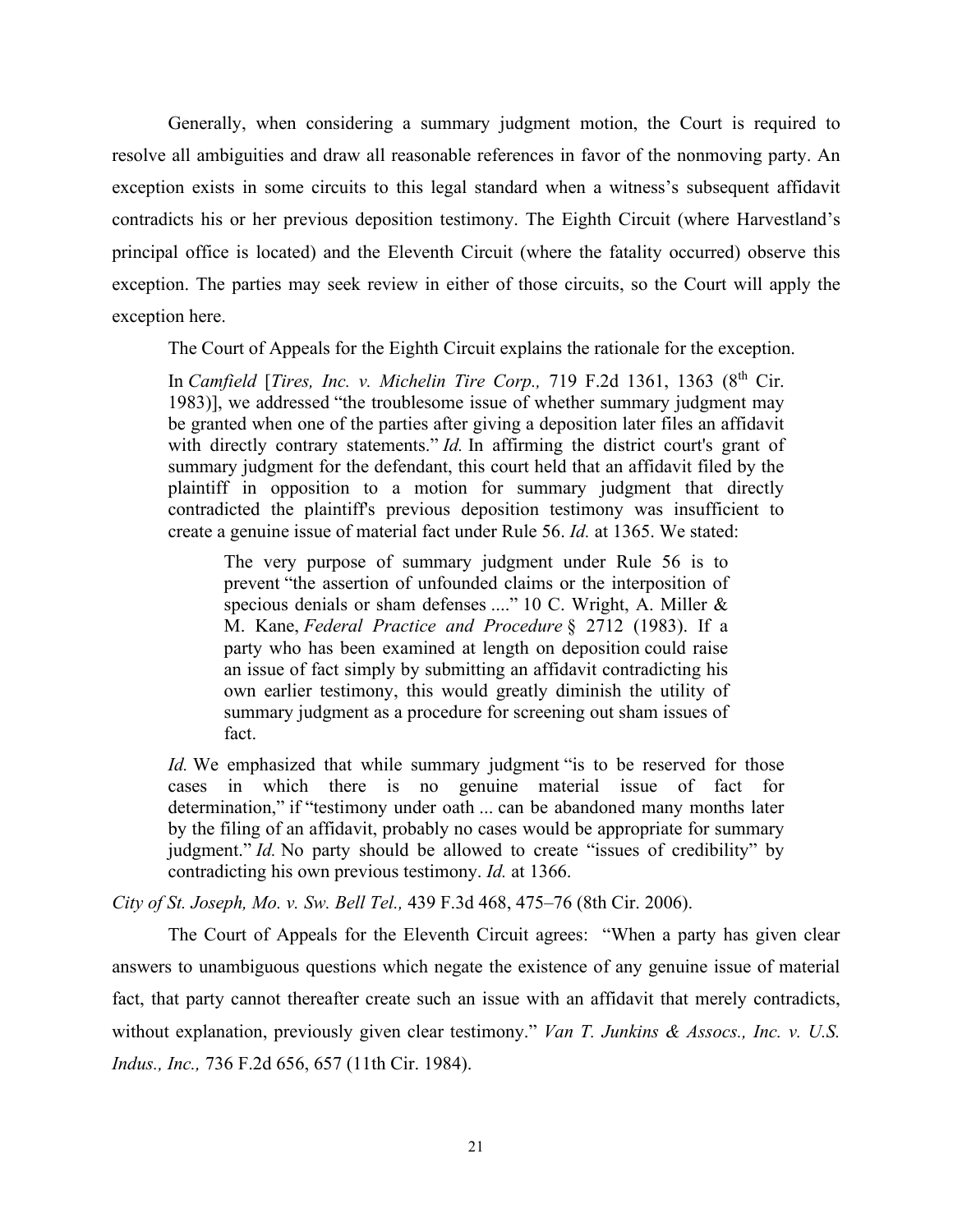Generally, when considering a summary judgment motion, the Court is required to resolve all ambiguities and draw all reasonable references in favor of the nonmoving party. An exception exists in some circuits to this legal standard when a witness's subsequent affidavit contradicts his or her previous deposition testimony. The Eighth Circuit (where Harvestland's principal office is located) and the Eleventh Circuit (where the fatality occurred) observe this exception. The parties may seek review in either of those circuits, so the Court will apply the exception here.

The Court of Appeals for the Eighth Circuit explains the rationale for the exception.

> In *Camfield* [*Tires, Inc. v. Michelin Tire Corp.,* 719 F.2d 1361, 1363 (8th Cir. 1983)], we addressed "the troublesome issue of whether summary judgment may be granted when one of the parties after giving a deposition later files an affidavit with directly contrary statements." *Id.* In affirming the district court's grant of summary judgment for the defendant, this court held that an affidavit filed by the plaintiff in opposition to a motion for summary judgment that directly contradicted the plaintiff's previous deposition testimony was insufficient to create a genuine issue of material fact under Rule 56. *Id.* at 1365. We stated:
>
> > The very purpose of summary judgment under Rule 56 is to prevent "the assertion of unfounded claims or the interposition of specious denials or sham defenses ...." 10 C. Wright, A. Miller & M. Kane, *Federal Practice and Procedure* § 2712 (1983). If a party who has been examined at length on deposition could raise an issue of fact simply by submitting an affidavit contradicting his own earlier testimony, this would greatly diminish the utility of summary judgment as a procedure for screening out sham issues of fact.
>
> *Id.* We emphasized that while summary judgment "is to be reserved for those cases in which there is no genuine material issue of fact for determination," if "testimony under oath ... can be abandoned many months later by the filing of an affidavit, probably no cases would be appropriate for summary judgment." *Id.* No party should be allowed to create "issues of credibility" by contradicting his own previous testimony. *Id.* at 1366.

*City of St. Joseph, Mo. v. Sw. Bell Tel.,* 439 F.3d 468, 475–76 (8th Cir. 2006).

The Court of Appeals for the Eleventh Circuit agrees: "When a party has given clear answers to unambiguous questions which negate the existence of any genuine issue of material fact, that party cannot thereafter create such an issue with an affidavit that merely contradicts, without explanation, previously given clear testimony." *Van T. Junkins & Assocs., Inc. v. U.S. Indus., Inc.,* 736 F.2d 656, 657 (11th Cir. 1984).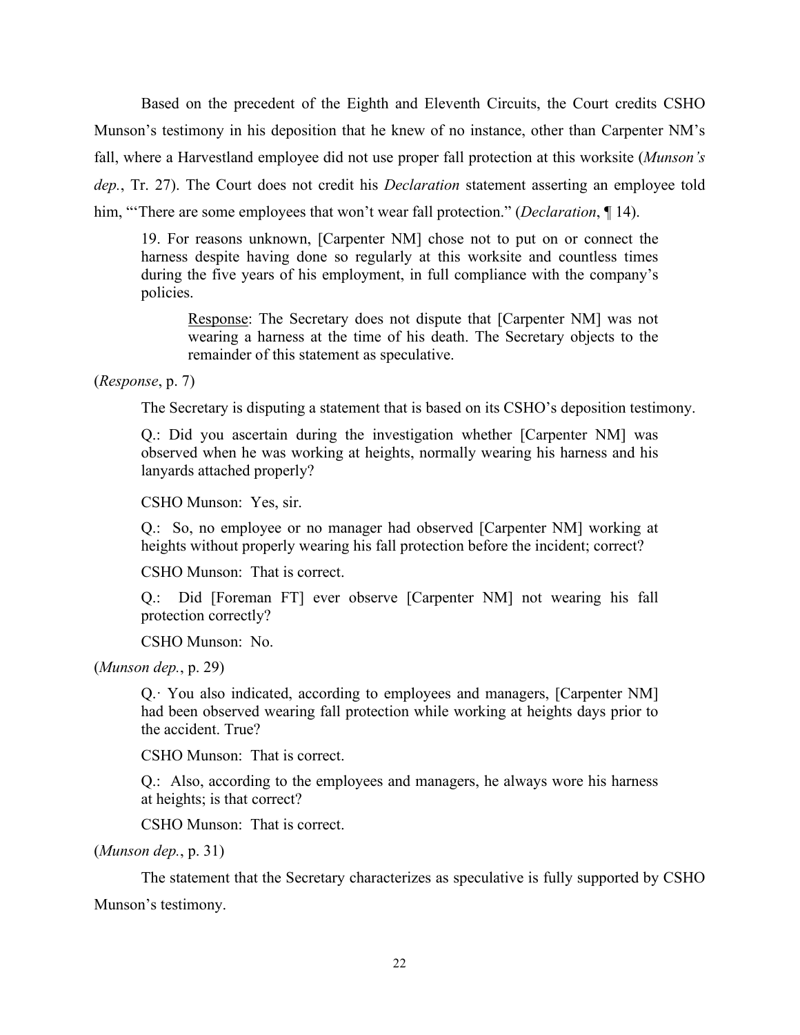Based on the precedent of the Eighth and Eleventh Circuits, the Court credits CSHO Munson's testimony in his deposition that he knew of no instance, other than Carpenter NM's fall, where a Harvestland employee did not use proper fall protection at this worksite (*Munson's dep.*, Tr. 27). The Court does not credit his *Declaration* statement asserting an employee told him, "'There are some employees that won't wear fall protection." (*Declaration*, ¶ 14).

> 19. For reasons unknown, [Carpenter NM] chose not to put on or connect the harness despite having done so regularly at this worksite and countless times during the five years of his employment, in full compliance with the company's policies.
>
> > Response: The Secretary does not dispute that [Carpenter NM] was not wearing a harness at the time of his death. The Secretary objects to the remainder of this statement as speculative.

(*Response*, p. 7)

The Secretary is disputing a statement that is based on its CSHO's deposition testimony.

> Q.: Did you ascertain during the investigation whether [Carpenter NM] was observed when he was working at heights, normally wearing his harness and his lanyards attached properly?
>
> CSHO Munson: Yes, sir.
>
> Q.: So, no employee or no manager had observed [Carpenter NM] working at heights without properly wearing his fall protection before the incident; correct?
>
> CSHO Munson: That is correct.
>
> Q.: Did [Foreman FT] ever observe [Carpenter NM] not wearing his fall protection correctly?
>
> CSHO Munson: No.

(*Munson dep.*, p. 29)

> Q.· You also indicated, according to employees and managers, [Carpenter NM] had been observed wearing fall protection while working at heights days prior to the accident. True?
>
> CSHO Munson: That is correct.
>
> Q.: Also, according to the employees and managers, he always wore his harness at heights; is that correct?
>
> CSHO Munson: That is correct.

(*Munson dep.*, p. 31)

The statement that the Secretary characterizes as speculative is fully supported by CSHO Munson's testimony.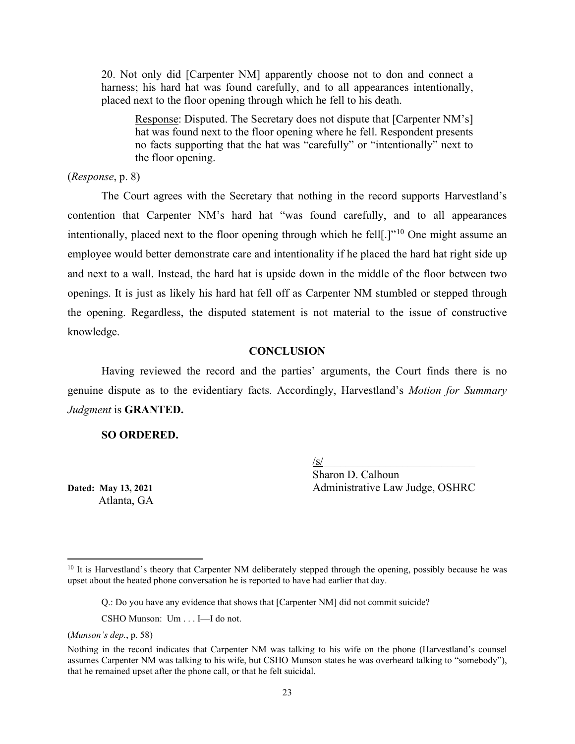> 20. Not only did [Carpenter NM] apparently choose not to don and connect a harness; his hard hat was found carefully, and to all appearances intentionally, placed next to the floor opening through which he fell to his death.
>
> > Response: Disputed. The Secretary does not dispute that [Carpenter NM's] hat was found next to the floor opening where he fell. Respondent presents no facts supporting that the hat was "carefully" or "intentionally" next to the floor opening.

(*Response*, p. 8)

The Court agrees with the Secretary that nothing in the record supports Harvestland's contention that Carpenter NM's hard hat "was found carefully, and to all appearances intentionally, placed next to the floor opening through which he fell[.]"[10] One might assume an employee would better demonstrate care and intentionality if he placed the hard hat right side up and next to a wall. Instead, the hard hat is upside down in the middle of the floor between two openings. It is just as likely his hard hat fell off as Carpenter NM stumbled or stepped through the opening. Regardless, the disputed statement is not material to the issue of constructive knowledge.

## CONCLUSION

Having reviewed the record and the parties' arguments, the Court finds there is no genuine dispute as to the evidentiary facts. Accordingly, Harvestland's *Motion for Summary Judgment* is **GRANTED.**

**SO ORDERED.**

/s/
Sharon D. Calhoun
Administrative Law Judge, OSHRC

**Dated: May 13, 2021**
Atlanta, GA

---

[10] It is Harvestland's theory that Carpenter NM deliberately stepped through the opening, possibly because he was upset about the heated phone conversation he is reported to have had earlier that day.

> Q.: Do you have any evidence that shows that [Carpenter NM] did not commit suicide?
>
> CSHO Munson: Um . . . I—I do not.

(*Munson's dep.*, p. 58)

Nothing in the record indicates that Carpenter NM was talking to his wife on the phone (Harvestland's counsel assumes Carpenter NM was talking to his wife, but CSHO Munson states he was overheard talking to "somebody"), that he remained upset after the phone call, or that he felt suicidal.